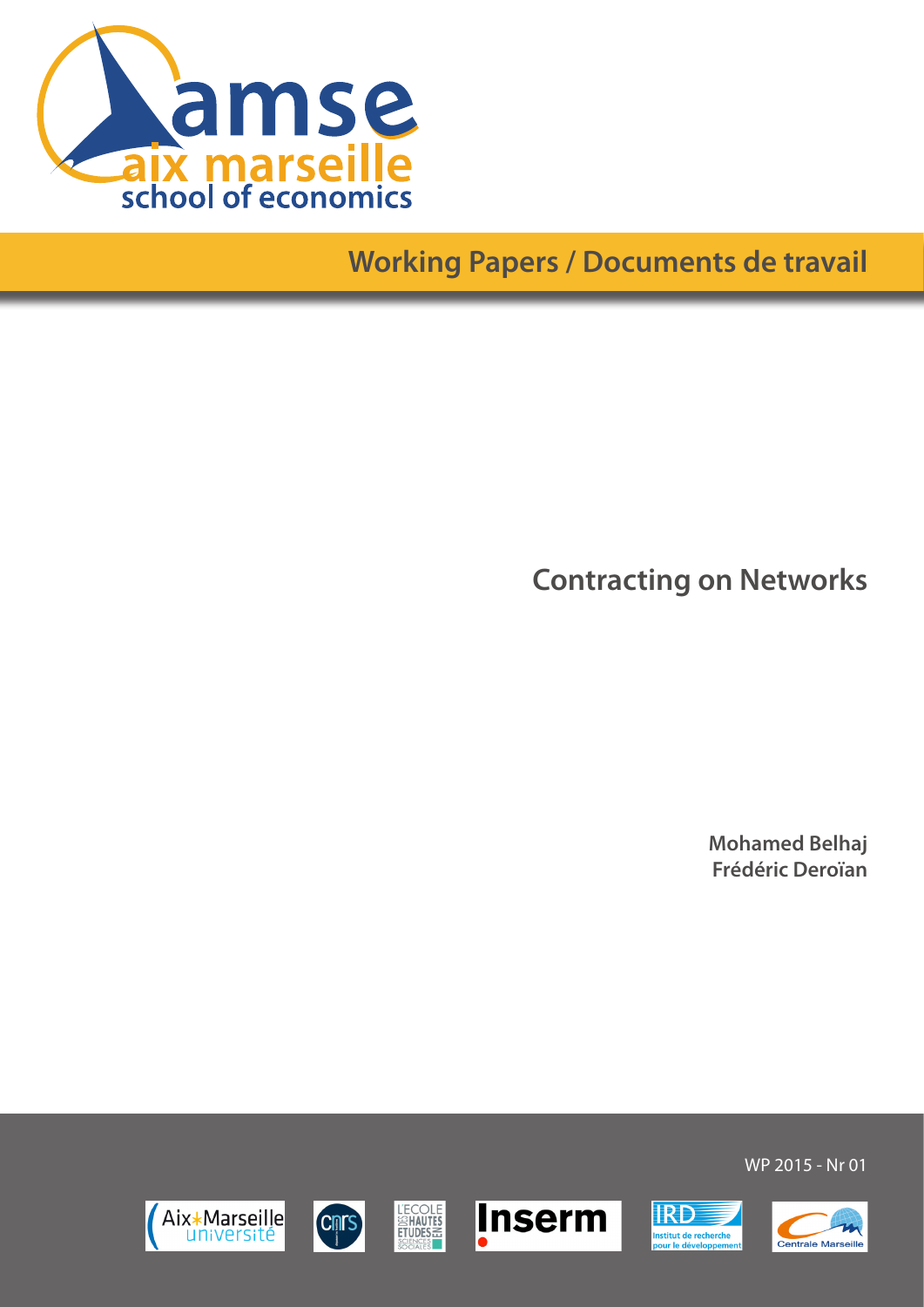amse
aix marseille
school of economics

Working Papers / Documents de travail

# Contracting on Networks

**Mohamed Belhaj**
**Frédéric Deroïan**

WP 2015 - Nr 01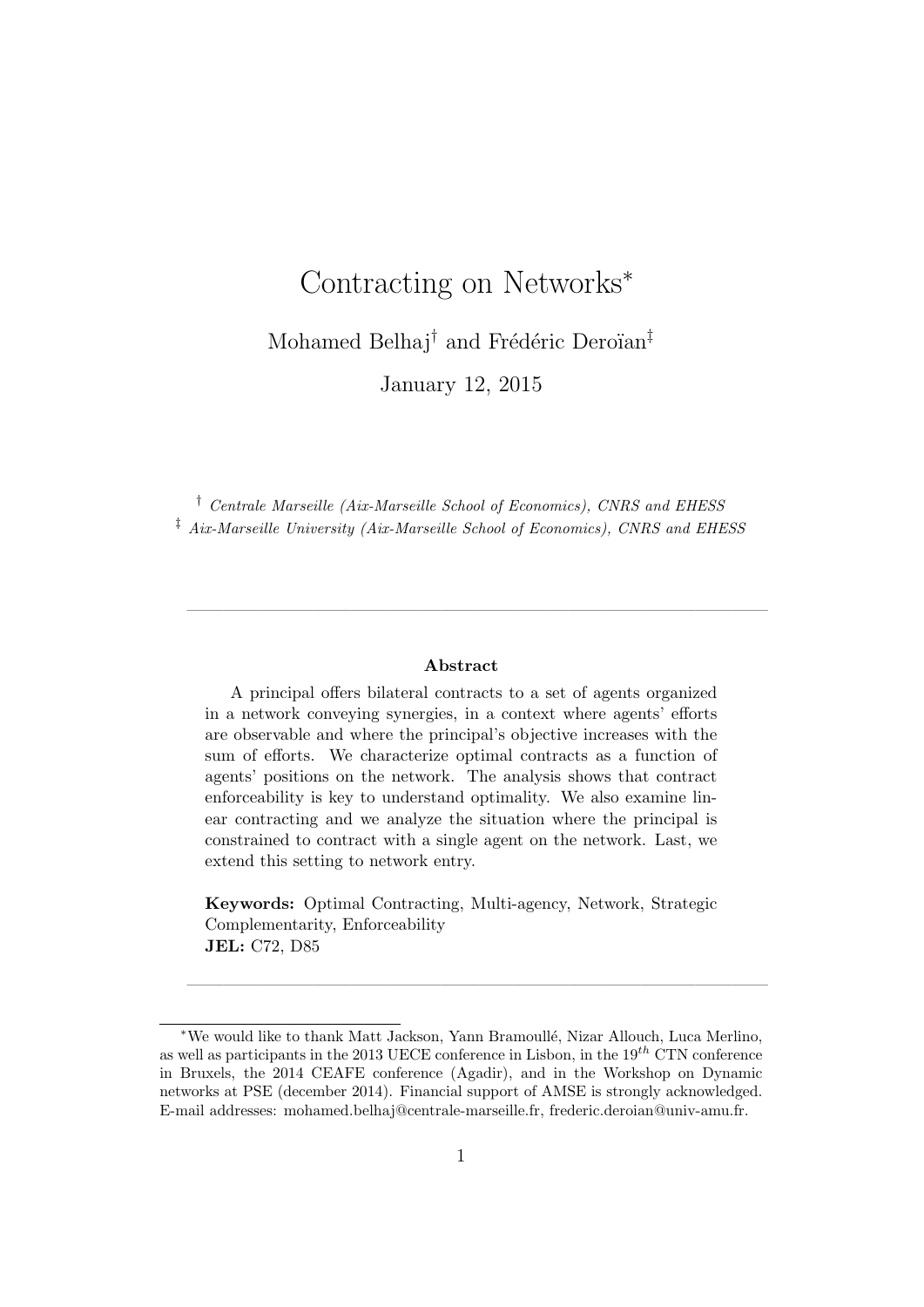# Contracting on Networks*

Mohamed Belhaj† and Frédéric Deroïan‡

January 12, 2015

† *Centrale Marseille (Aix-Marseille School of Economics), CNRS and EHESS*
‡ *Aix-Marseille University (Aix-Marseille School of Economics), CNRS and EHESS*

---

**Abstract**

A principal offers bilateral contracts to a set of agents organized in a network conveying synergies, in a context where agents' efforts are observable and where the principal's objective increases with the sum of efforts. We characterize optimal contracts as a function of agents' positions on the network. The analysis shows that contract enforceability is key to understand optimality. We also examine linear contracting and we analyze the situation where the principal is constrained to contract with a single agent on the network. Last, we extend this setting to network entry.

**Keywords:** Optimal Contracting, Multi-agency, Network, Strategic Complementarity, Enforceability
**JEL:** C72, D85

---

*We would like to thank Matt Jackson, Yann Bramoullé, Nizar Allouch, Luca Merlino, as well as participants in the 2013 UECE conference in Lisbon, in the $19^{th}$ CTN conference in Bruxels, the 2014 CEAFE conference (Agadir), and in the Workshop on Dynamic networks at PSE (december 2014). Financial support of AMSE is strongly acknowledged. E-mail addresses: mohamed.belhaj@centrale-marseille.fr, frederic.deroian@univ-amu.fr.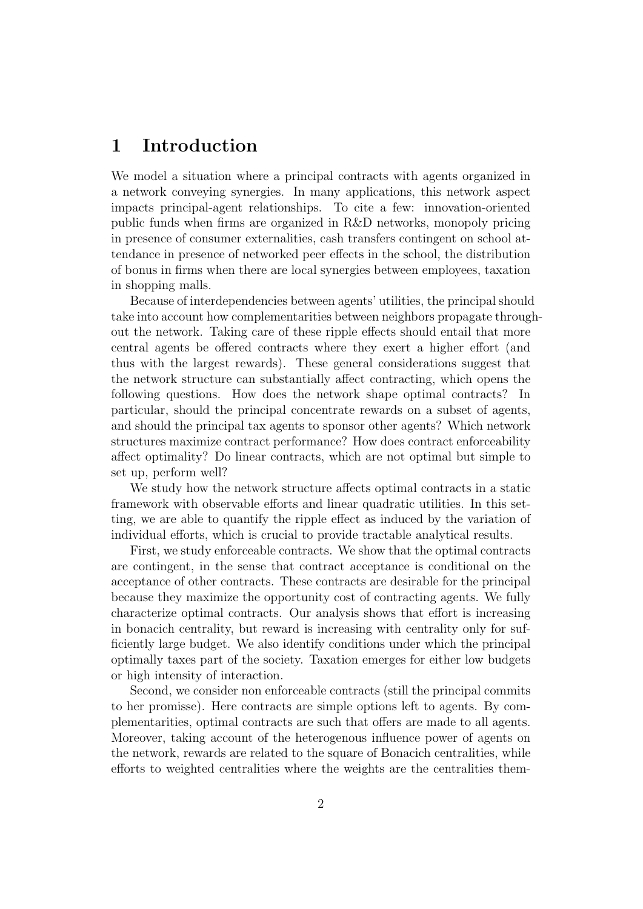# 1 Introduction

We model a situation where a principal contracts with agents organized in a network conveying synergies. In many applications, this network aspect impacts principal-agent relationships. To cite a few: innovation-oriented public funds when firms are organized in R&D networks, monopoly pricing in presence of consumer externalities, cash transfers contingent on school attendance in presence of networked peer effects in the school, the distribution of bonus in firms when there are local synergies between employees, taxation in shopping malls.

Because of interdependencies between agents' utilities, the principal should take into account how complementarities between neighbors propagate throughout the network. Taking care of these ripple effects should entail that more central agents be offered contracts where they exert a higher effort (and thus with the largest rewards). These general considerations suggest that the network structure can substantially affect contracting, which opens the following questions. How does the network shape optimal contracts? In particular, should the principal concentrate rewards on a subset of agents, and should the principal tax agents to sponsor other agents? Which network structures maximize contract performance? How does contract enforceability affect optimality? Do linear contracts, which are not optimal but simple to set up, perform well?

We study how the network structure affects optimal contracts in a static framework with observable efforts and linear quadratic utilities. In this setting, we are able to quantify the ripple effect as induced by the variation of individual efforts, which is crucial to provide tractable analytical results.

First, we study enforceable contracts. We show that the optimal contracts are contingent, in the sense that contract acceptance is conditional on the acceptance of other contracts. These contracts are desirable for the principal because they maximize the opportunity cost of contracting agents. We fully characterize optimal contracts. Our analysis shows that effort is increasing in bonacich centrality, but reward is increasing with centrality only for sufficiently large budget. We also identify conditions under which the principal optimally taxes part of the society. Taxation emerges for either low budgets or high intensity of interaction.

Second, we consider non enforceable contracts (still the principal commits to her promisse). Here contracts are simple options left to agents. By complementarities, optimal contracts are such that offers are made to all agents. Moreover, taking account of the heterogenous influence power of agents on the network, rewards are related to the square of Bonacich centralities, while efforts to weighted centralities where the weights are the centralities them-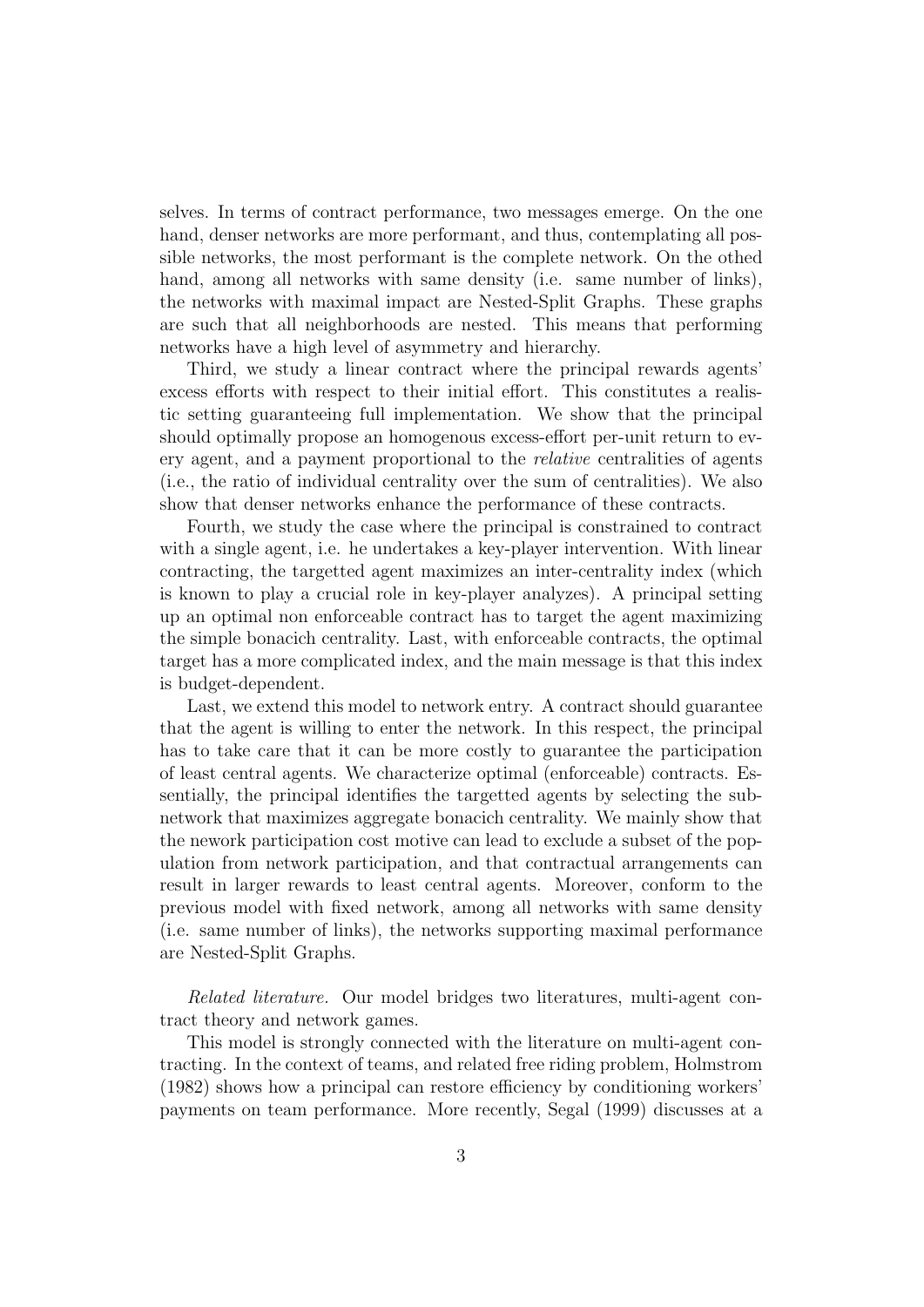selves. In terms of contract performance, two messages emerge. On the one hand, denser networks are more performant, and thus, contemplating all possible networks, the most performant is the complete network. On the othed hand, among all networks with same density (i.e. same number of links), the networks with maximal impact are Nested-Split Graphs. These graphs are such that all neighborhoods are nested. This means that performing networks have a high level of asymmetry and hierarchy.

Third, we study a linear contract where the principal rewards agents' excess efforts with respect to their initial effort. This constitutes a realistic setting guaranteeing full implementation. We show that the principal should optimally propose an homogenous excess-effort per-unit return to every agent, and a payment proportional to the *relative* centralities of agents (i.e., the ratio of individual centrality over the sum of centralities). We also show that denser networks enhance the performance of these contracts.

Fourth, we study the case where the principal is constrained to contract with a single agent, i.e. he undertakes a key-player intervention. With linear contracting, the targetted agent maximizes an inter-centrality index (which is known to play a crucial role in key-player analyzes). A principal setting up an optimal non enforceable contract has to target the agent maximizing the simple bonacich centrality. Last, with enforceable contracts, the optimal target has a more complicated index, and the main message is that this index is budget-dependent.

Last, we extend this model to network entry. A contract should guarantee that the agent is willing to enter the network. In this respect, the principal has to take care that it can be more costly to guarantee the participation of least central agents. We characterize optimal (enforceable) contracts. Essentially, the principal identifies the targetted agents by selecting the subnetwork that maximizes aggregate bonacich centrality. We mainly show that the nework participation cost motive can lead to exclude a subset of the population from network participation, and that contractual arrangements can result in larger rewards to least central agents. Moreover, conform to the previous model with fixed network, among all networks with same density (i.e. same number of links), the networks supporting maximal performance are Nested-Split Graphs.

*Related literature.* Our model bridges two literatures, multi-agent contract theory and network games.

This model is strongly connected with the literature on multi-agent contracting. In the context of teams, and related free riding problem, Holmstrom (1982) shows how a principal can restore efficiency by conditioning workers' payments on team performance. More recently, Segal (1999) discusses at a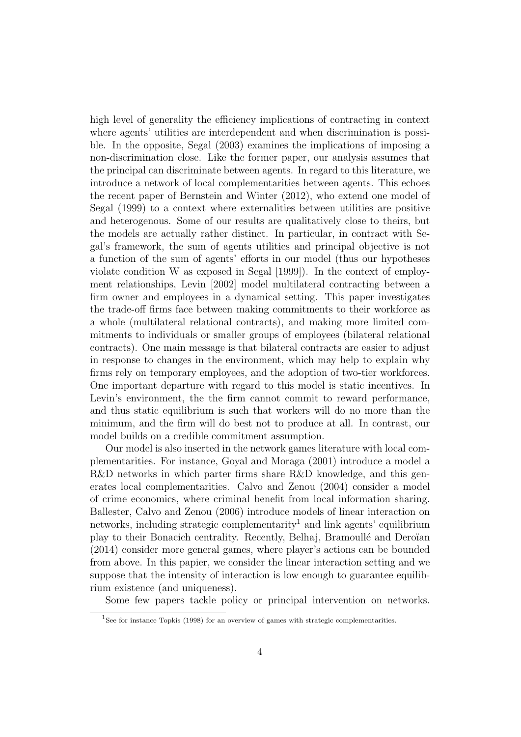high level of generality the efficiency implications of contracting in context where agents' utilities are interdependent and when discrimination is possible. In the opposite, Segal (2003) examines the implications of imposing a non-discrimination close. Like the former paper, our analysis assumes that the principal can discriminate between agents. In regard to this literature, we introduce a network of local complementarities between agents. This echoes the recent paper of Bernstein and Winter (2012), who extend one model of Segal (1999) to a context where externalities between utilities are positive and heterogenous. Some of our results are qualitatively close to theirs, but the models are actually rather distinct. In particular, in contract with Segal's framework, the sum of agents utilities and principal objective is not a function of the sum of agents' efforts in our model (thus our hypotheses violate condition W as exposed in Segal [1999]). In the context of employment relationships, Levin [2002] model multilateral contracting between a firm owner and employees in a dynamical setting. This paper investigates the trade-off firms face between making commitments to their workforce as a whole (multilateral relational contracts), and making more limited commitments to individuals or smaller groups of employees (bilateral relational contracts). One main message is that bilateral contracts are easier to adjust in response to changes in the environment, which may help to explain why firms rely on temporary employees, and the adoption of two-tier workforces. One important departure with regard to this model is static incentives. In Levin's environment, the the firm cannot commit to reward performance, and thus static equilibrium is such that workers will do no more than the minimum, and the firm will do best not to produce at all. In contrast, our model builds on a credible commitment assumption.

Our model is also inserted in the network games literature with local complementarities. For instance, Goyal and Moraga (2001) introduce a model a R&D networks in which parter firms share R&D knowledge, and this generates local complementarities. Calvo and Zenou (2004) consider a model of crime economics, where criminal benefit from local information sharing. Ballester, Calvo and Zenou (2006) introduce models of linear interaction on networks, including strategic complementarity[1] and link agents' equilibrium play to their Bonacich centrality. Recently, Belhaj, Bramoullé and Deroïan (2014) consider more general games, where player's actions can be bounded from above. In this papier, we consider the linear interaction setting and we suppose that the intensity of interaction is low enough to guarantee equilibrium existence (and uniqueness).

Some few papers tackle policy or principal intervention on networks.

[1] See for instance Topkis (1998) for an overview of games with strategic complementarities.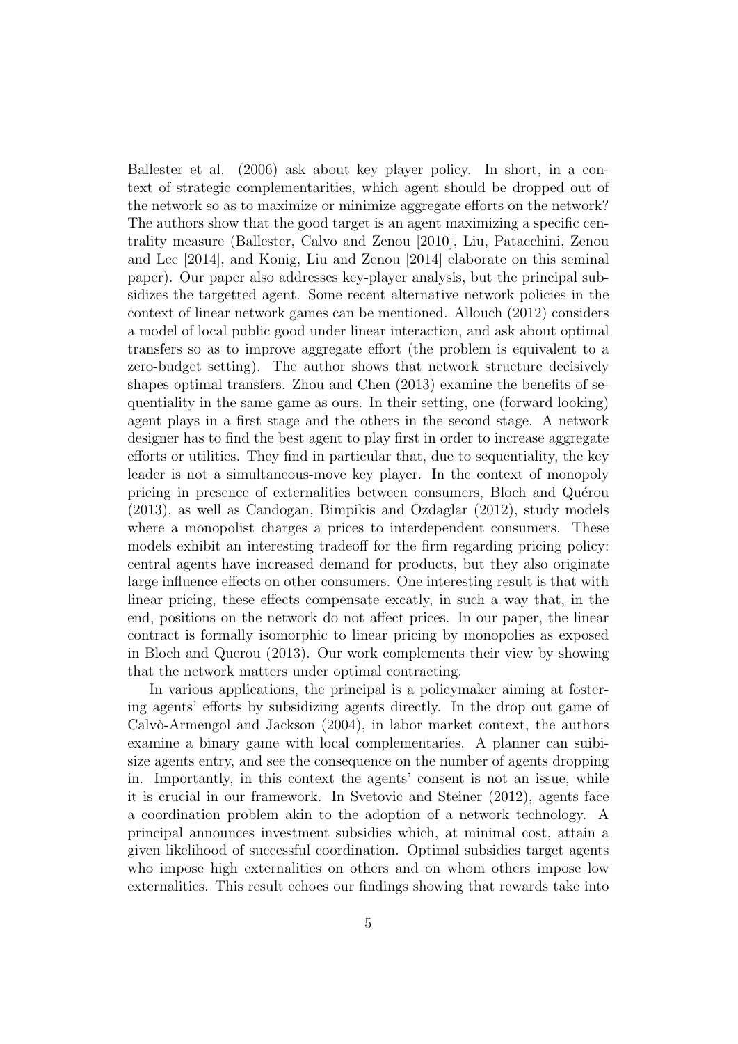Ballester et al. (2006) ask about key player policy. In short, in a context of strategic complementarities, which agent should be dropped out of the network so as to maximize or minimize aggregate efforts on the network? The authors show that the good target is an agent maximizing a specific centrality measure (Ballester, Calvo and Zenou [2010], Liu, Patacchini, Zenou and Lee [2014], and Konig, Liu and Zenou [2014] elaborate on this seminal paper). Our paper also addresses key-player analysis, but the principal subsidizes the targetted agent. Some recent alternative network policies in the context of linear network games can be mentioned. Allouch (2012) considers a model of local public good under linear interaction, and ask about optimal transfers so as to improve aggregate effort (the problem is equivalent to a zero-budget setting). The author shows that network structure decisively shapes optimal transfers. Zhou and Chen (2013) examine the benefits of sequentiality in the same game as ours. In their setting, one (forward looking) agent plays in a first stage and the others in the second stage. A network designer has to find the best agent to play first in order to increase aggregate efforts or utilities. They find in particular that, due to sequentiality, the key leader is not a simultaneous-move key player. In the context of monopoly pricing in presence of externalities between consumers, Bloch and Quérou (2013), as well as Candogan, Bimpikis and Ozdaglar (2012), study models where a monopolist charges a prices to interdependent consumers. These models exhibit an interesting tradeoff for the firm regarding pricing policy: central agents have increased demand for products, but they also originate large influence effects on other consumers. One interesting result is that with linear pricing, these effects compensate excatly, in such a way that, in the end, positions on the network do not affect prices. In our paper, the linear contract is formally isomorphic to linear pricing by monopolies as exposed in Bloch and Querou (2013). Our work complements their view by showing that the network matters under optimal contracting.

In various applications, the principal is a policymaker aiming at fostering agents' efforts by subsidizing agents directly. In the drop out game of Calvò-Armengol and Jackson (2004), in labor market context, the authors examine a binary game with local complementaries. A planner can suibisize agents entry, and see the consequence on the number of agents dropping in. Importantly, in this context the agents' consent is not an issue, while it is crucial in our framework. In Svetovic and Steiner (2012), agents face a coordination problem akin to the adoption of a network technology. A principal announces investment subsidies which, at minimal cost, attain a given likelihood of successful coordination. Optimal subsidies target agents who impose high externalities on others and on whom others impose low externalities. This result echoes our findings showing that rewards take into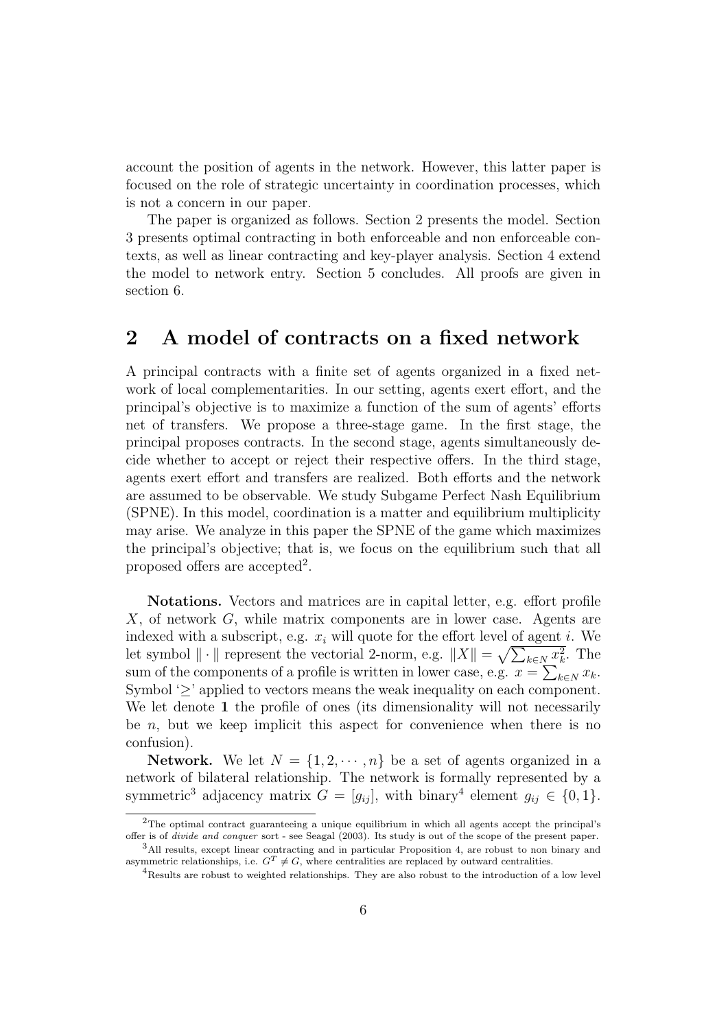account the position of agents in the network. However, this latter paper is focused on the role of strategic uncertainty in coordination processes, which is not a concern in our paper.

The paper is organized as follows. Section 2 presents the model. Section 3 presents optimal contracting in both enforceable and non enforceable contexts, as well as linear contracting and key-player analysis. Section 4 extend the model to network entry. Section 5 concludes. All proofs are given in section 6.

## 2 A model of contracts on a fixed network

A principal contracts with a finite set of agents organized in a fixed network of local complementarities. In our setting, agents exert effort, and the principal's objective is to maximize a function of the sum of agents' efforts net of transfers. We propose a three-stage game. In the first stage, the principal proposes contracts. In the second stage, agents simultaneously decide whether to accept or reject their respective offers. In the third stage, agents exert effort and transfers are realized. Both efforts and the network are assumed to be observable. We study Subgame Perfect Nash Equilibrium (SPNE). In this model, coordination is a matter and equilibrium multiplicity may arise. We analyze in this paper the SPNE of the game which maximizes the principal's objective; that is, we focus on the equilibrium such that all proposed offers are accepted[2].

**Notations.** Vectors and matrices are in capital letter, e.g. effort profile $X$, of network $G$, while matrix components are in lower case. Agents are indexed with a subscript, e.g. $x_i$ will quote for the effort level of agent $i$. We let symbol $\|\cdot\|$ represent the vectorial 2-norm, e.g. $\|X\| = \sqrt{\sum_{k\in N} x_k^2}$. The sum of the components of a profile is written in lower case, e.g. $x = \sum_{k\in N} x_k$. Symbol '$\geq$' applied to vectors means the weak inequality on each component. We let denote $\mathbf{1}$ the profile of ones (its dimensionality will not necessarily be $n$, but we keep implicit this aspect for convenience when there is no confusion).

**Network.** We let $N = \{1, 2, \cdots, n\}$ be a set of agents organized in a network of bilateral relationship. The network is formally represented by a symmetric[3] adjacency matrix $G = [g_{ij}]$, with binary[4] element $g_{ij} \in \{0, 1\}$.

[2] The optimal contract guaranteeing a unique equilibrium in which all agents accept the principal's offer is of *divide and conquer* sort - see Seagal (2003). Its study is out of the scope of the present paper.

[3] All results, except linear contracting and in particular Proposition 4, are robust to non binary and asymmetric relationships, i.e. $G^T \neq G$, where centralities are replaced by outward centralities.

[4] Results are robust to weighted relationships. They are also robust to the introduction of a low level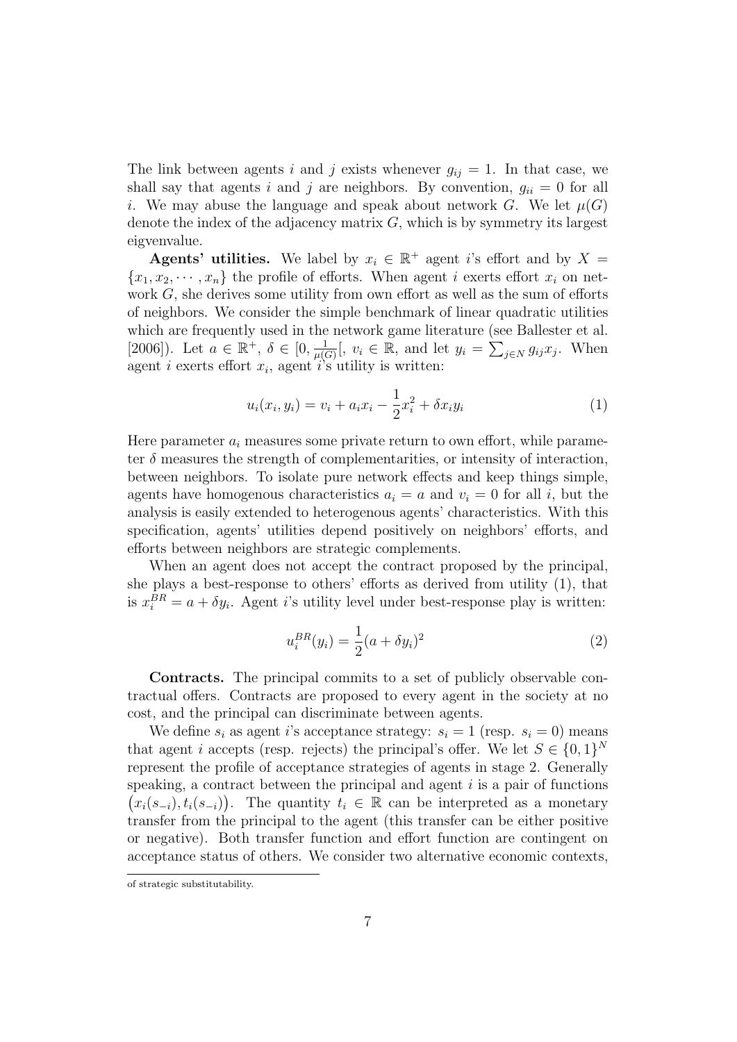The link between agents $i$ and $j$ exists whenever $g_{ij} = 1$. In that case, we shall say that agents $i$ and $j$ are neighbors. By convention, $g_{ii} = 0$ for all $i$. We may abuse the language and speak about network $G$. We let $\mu(G)$ denote the index of the adjacency matrix $G$, which is by symmetry its largest eigvenvalue.

**Agents' utilities.** We label by $x_i \in \mathbb{R}^+$ agent $i$'s effort and by $X = \{x_1, x_2, \cdots, x_n\}$ the profile of efforts. When agent $i$ exerts effort $x_i$ on network $G$, she derives some utility from own effort as well as the sum of efforts of neighbors. We consider the simple benchmark of linear quadratic utilities which are frequently used in the network game literature (see Ballester et al. [2006]). Let $a \in \mathbb{R}^+$, $\delta \in [0, \frac{1}{\mu(G)}[$, $v_i \in \mathbb{R}$, and let $y_i = \sum_{j \in N} g_{ij} x_j$. When agent $i$ exerts effort $x_i$, agent $i$'s utility is written:

$$u_i(x_i, y_i) = v_i + a_i x_i - \frac{1}{2} x_i^2 + \delta x_i y_i \tag{1}$$

Here parameter $a_i$ measures some private return to own effort, while parameter $\delta$ measures the strength of complementarities, or intensity of interaction, between neighbors. To isolate pure network effects and keep things simple, agents have homogenous characteristics $a_i = a$ and $v_i = 0$ for all $i$, but the analysis is easily extended to heterogenous agents' characteristics. With this specification, agents' utilities depend positively on neighbors' efforts, and efforts between neighbors are strategic complements.

When an agent does not accept the contract proposed by the principal, she plays a best-response to others' efforts as derived from utility (1), that is $x_i^{BR} = a + \delta y_i$. Agent $i$'s utility level under best-response play is written:

$$u_i^{BR}(y_i) = \frac{1}{2}(a + \delta y_i)^2 \tag{2}$$

**Contracts.** The principal commits to a set of publicly observable contractual offers. Contracts are proposed to every agent in the society at no cost, and the principal can discriminate between agents.

We define $s_i$ as agent $i$'s acceptance strategy: $s_i = 1$ (resp. $s_i = 0$) means that agent $i$ accepts (resp. rejects) the principal's offer. We let $S \in \{0, 1\}^N$ represent the profile of acceptance strategies of agents in stage 2. Generally speaking, a contract between the principal and agent $i$ is a pair of functions $\big(x_i(s_{-i}), t_i(s_{-i})\big)$. The quantity $t_i \in \mathbb{R}$ can be interpreted as a monetary transfer from the principal to the agent (this transfer can be either positive or negative). Both transfer function and effort function are contingent on acceptance status of others. We consider two alternative economic contexts,

of strategic substitutability.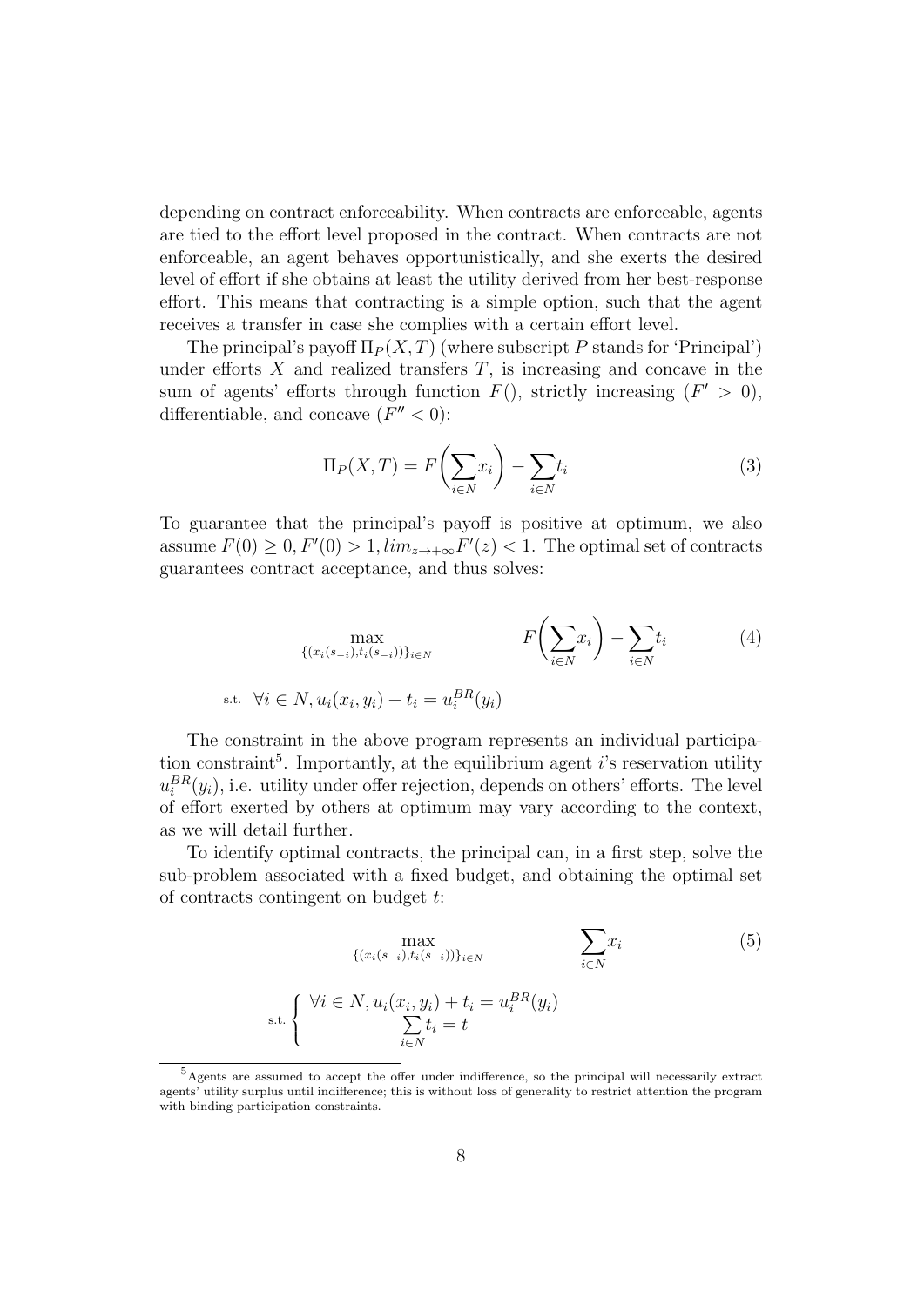depending on contract enforceability. When contracts are enforceable, agents are tied to the effort level proposed in the contract. When contracts are not enforceable, an agent behaves opportunistically, and she exerts the desired level of effort if she obtains at least the utility derived from her best-response effort. This means that contracting is a simple option, such that the agent receives a transfer in case she complies with a certain effort level.

The principal's payoff $\Pi_P(X,T)$ (where subscript $P$ stands for 'Principal') under efforts $X$ and realized transfers $T$, is increasing and concave in the sum of agents' efforts through function $F()$, strictly increasing ($F' > 0$), differentiable, and concave ($F'' < 0$):

$$\Pi_P(X,T) = F\left(\sum_{i \in N} x_i\right) - \sum_{i \in N} t_i \tag{3}$$

To guarantee that the principal's payoff is positive at optimum, we also assume $F(0) \geq 0, F'(0) > 1, lim_{z \to +\infty} F'(z) < 1$. The optimal set of contracts guarantees contract acceptance, and thus solves:

$$\max_{\{(x_i(s_{-i}),t_i(s_{-i}))\}_{i \in N}} \quad F\left(\sum_{i \in N} x_i\right) - \sum_{i \in N} t_i \tag{4}$$

$$\text{s.t.} \quad \forall i \in N, u_i(x_i, y_i) + t_i = u_i^{BR}(y_i)$$

The constraint in the above program represents an individual participation constraint[5]. Importantly, at the equilibrium agent $i$'s reservation utility $u_i^{BR}(y_i)$, i.e. utility under offer rejection, depends on others' efforts. The level of effort exerted by others at optimum may vary according to the context, as we will detail further.

To identify optimal contracts, the principal can, in a first step, solve the sub-problem associated with a fixed budget, and obtaining the optimal set of contracts contingent on budget $t$:

$$\max_{\{(x_i(s_{-i}),t_i(s_{-i}))\}_{i \in N}} \quad \sum_{i \in N} x_i \tag{5}$$

$$\text{s.t.} \left\{ \begin{array}{c} \forall i \in N, u_i(x_i, y_i) + t_i = u_i^{BR}(y_i) \\ \sum_{i \in N} t_i = t \end{array} \right.$$

[5] Agents are assumed to accept the offer under indifference, so the principal will necessarily extract agents' utility surplus until indifference; this is without loss of generality to restrict attention the program with binding participation constraints.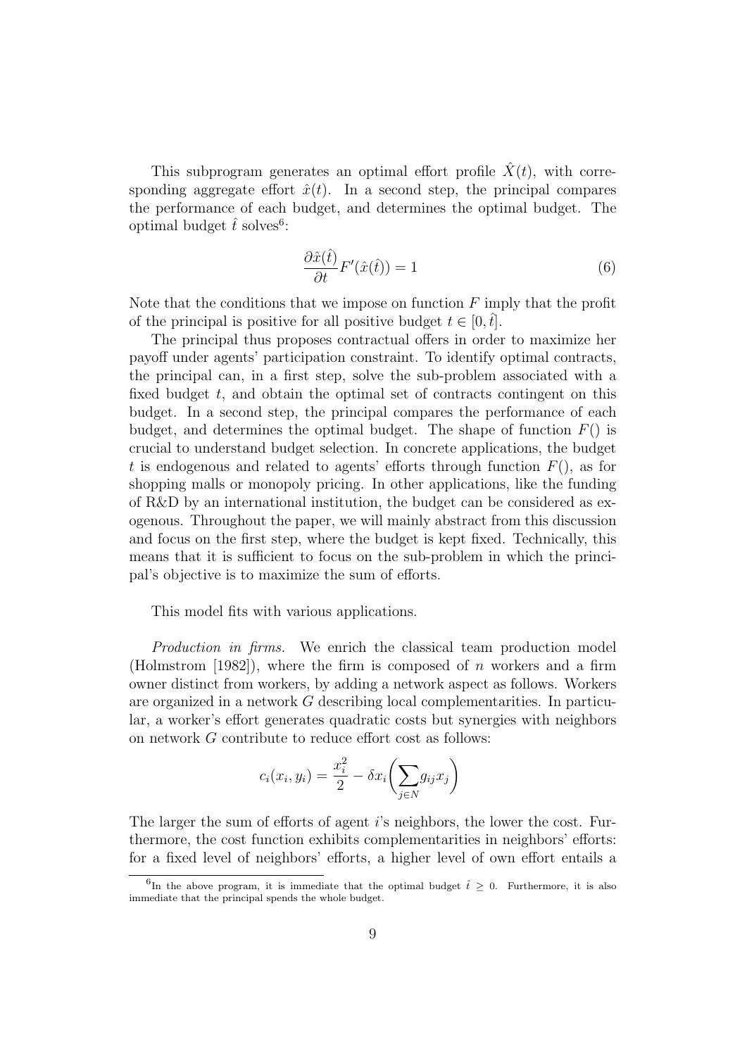This subprogram generates an optimal effort profile $\hat{X}(t)$, with corresponding aggregate effort $\hat{x}(t)$. In a second step, the principal compares the performance of each budget, and determines the optimal budget. The optimal budget $\hat{t}$ solves[6]:

$$\frac{\partial \hat{x}(\hat{t})}{\partial t} F'(\hat{x}(\hat{t})) = 1 \tag{6}$$

Note that the conditions that we impose on function $F$ imply that the profit of the principal is positive for all positive budget $t \in [0, \hat{t}]$.

The principal thus proposes contractual offers in order to maximize her payoff under agents' participation constraint. To identify optimal contracts, the principal can, in a first step, solve the sub-problem associated with a fixed budget $t$, and obtain the optimal set of contracts contingent on this budget. In a second step, the principal compares the performance of each budget, and determines the optimal budget. The shape of function $F()$ is crucial to understand budget selection. In concrete applications, the budget $t$ is endogenous and related to agents' efforts through function $F()$, as for shopping malls or monopoly pricing. In other applications, like the funding of R&D by an international institution, the budget can be considered as exogenous. Throughout the paper, we will mainly abstract from this discussion and focus on the first step, where the budget is kept fixed. Technically, this means that it is sufficient to focus on the sub-problem in which the principal's objective is to maximize the sum of efforts.

This model fits with various applications.

*Production in firms.* We enrich the classical team production model (Holmstrom [1982]), where the firm is composed of $n$ workers and a firm owner distinct from workers, by adding a network aspect as follows. Workers are organized in a network $G$ describing local complementarities. In particular, a worker's effort generates quadratic costs but synergies with neighbors on network $G$ contribute to reduce effort cost as follows:

$$c_i(x_i, y_i) = \frac{x_i^2}{2} - \delta x_i \left( \sum_{j \in N} g_{ij} x_j \right)$$

The larger the sum of efforts of agent $i$'s neighbors, the lower the cost. Furthermore, the cost function exhibits complementarities in neighbors' efforts: for a fixed level of neighbors' efforts, a higher level of own effort entails a

[6] In the above program, it is immediate that the optimal budget $\hat{t} \geq 0$. Furthermore, it is also immediate that the principal spends the whole budget.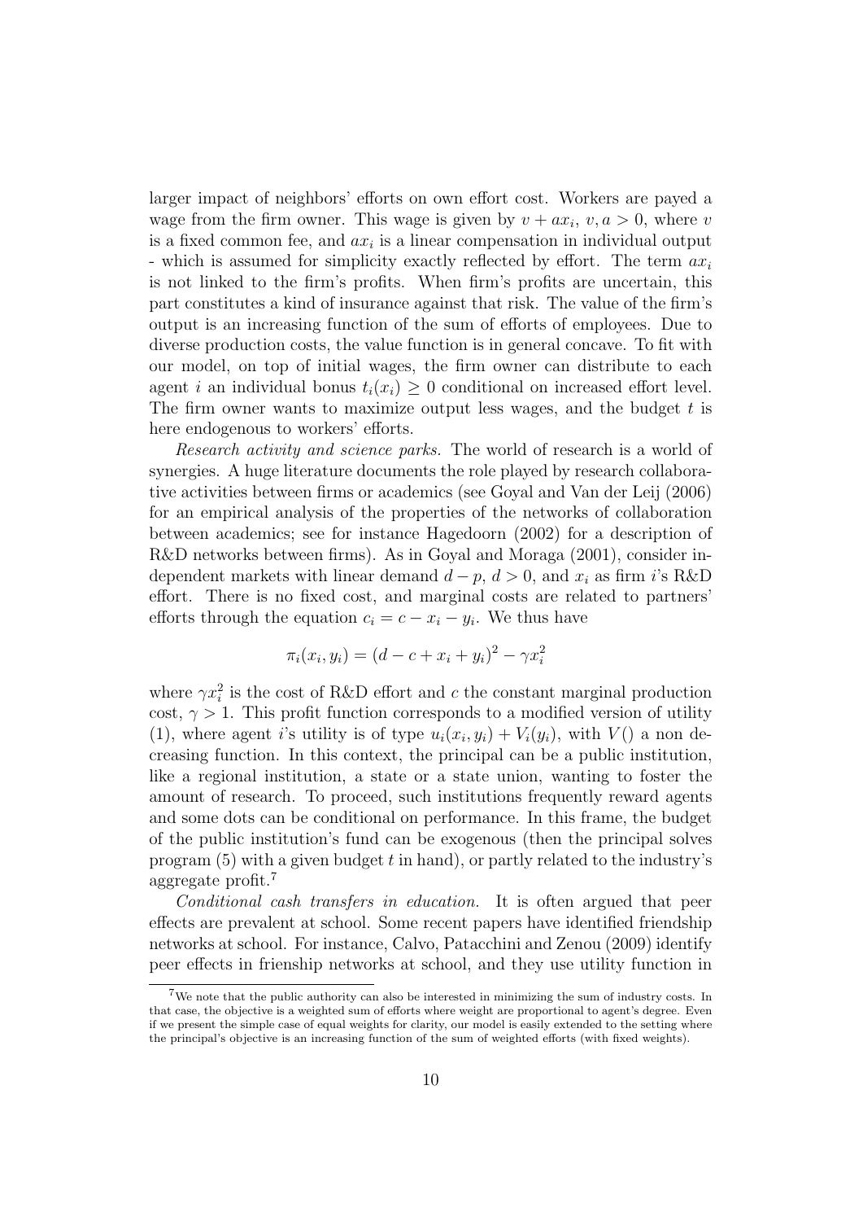larger impact of neighbors' efforts on own effort cost. Workers are payed a wage from the firm owner. This wage is given by $v + ax_i$, $v, a > 0$, where $v$ is a fixed common fee, and $ax_i$ is a linear compensation in individual output - which is assumed for simplicity exactly reflected by effort. The term $ax_i$ is not linked to the firm's profits. When firm's profits are uncertain, this part constitutes a kind of insurance against that risk. The value of the firm's output is an increasing function of the sum of efforts of employees. Due to diverse production costs, the value function is in general concave. To fit with our model, on top of initial wages, the firm owner can distribute to each agent $i$ an individual bonus $t_i(x_i) \geq 0$ conditional on increased effort level. The firm owner wants to maximize output less wages, and the budget $t$ is here endogenous to workers' efforts.

*Research activity and science parks.* The world of research is a world of synergies. A huge literature documents the role played by research collaborative activities between firms or academics (see Goyal and Van der Leij (2006) for an empirical analysis of the properties of the networks of collaboration between academics; see for instance Hagedoorn (2002) for a description of R&D networks between firms). As in Goyal and Moraga (2001), consider independent markets with linear demand $d - p$, $d > 0$, and $x_i$ as firm $i$'s R&D effort. There is no fixed cost, and marginal costs are related to partners' efforts through the equation $c_i = c - x_i - y_i$. We thus have

$$\pi_i(x_i, y_i) = (d - c + x_i + y_i)^2 - \gamma x_i^2$$

where $\gamma x_i^2$ is the cost of R&D effort and $c$ the constant marginal production cost, $\gamma > 1$. This profit function corresponds to a modified version of utility (1), where agent $i$'s utility is of type $u_i(x_i, y_i) + V_i(y_i)$, with $V()$ a non decreasing function. In this context, the principal can be a public institution, like a regional institution, a state or a state union, wanting to foster the amount of research. To proceed, such institutions frequently reward agents and some dots can be conditional on performance. In this frame, the budget of the public institution's fund can be exogenous (then the principal solves program (5) with a given budget $t$ in hand), or partly related to the industry's aggregate profit.[7]

*Conditional cash transfers in education.* It is often argued that peer effects are prevalent at school. Some recent papers have identified friendship networks at school. For instance, Calvo, Patacchini and Zenou (2009) identify peer effects in frienship networks at school, and they use utility function in

[7] We note that the public authority can also be interested in minimizing the sum of industry costs. In that case, the objective is a weighted sum of efforts where weight are proportional to agent's degree. Even if we present the simple case of equal weights for clarity, our model is easily extended to the setting where the principal's objective is an increasing function of the sum of weighted efforts (with fixed weights).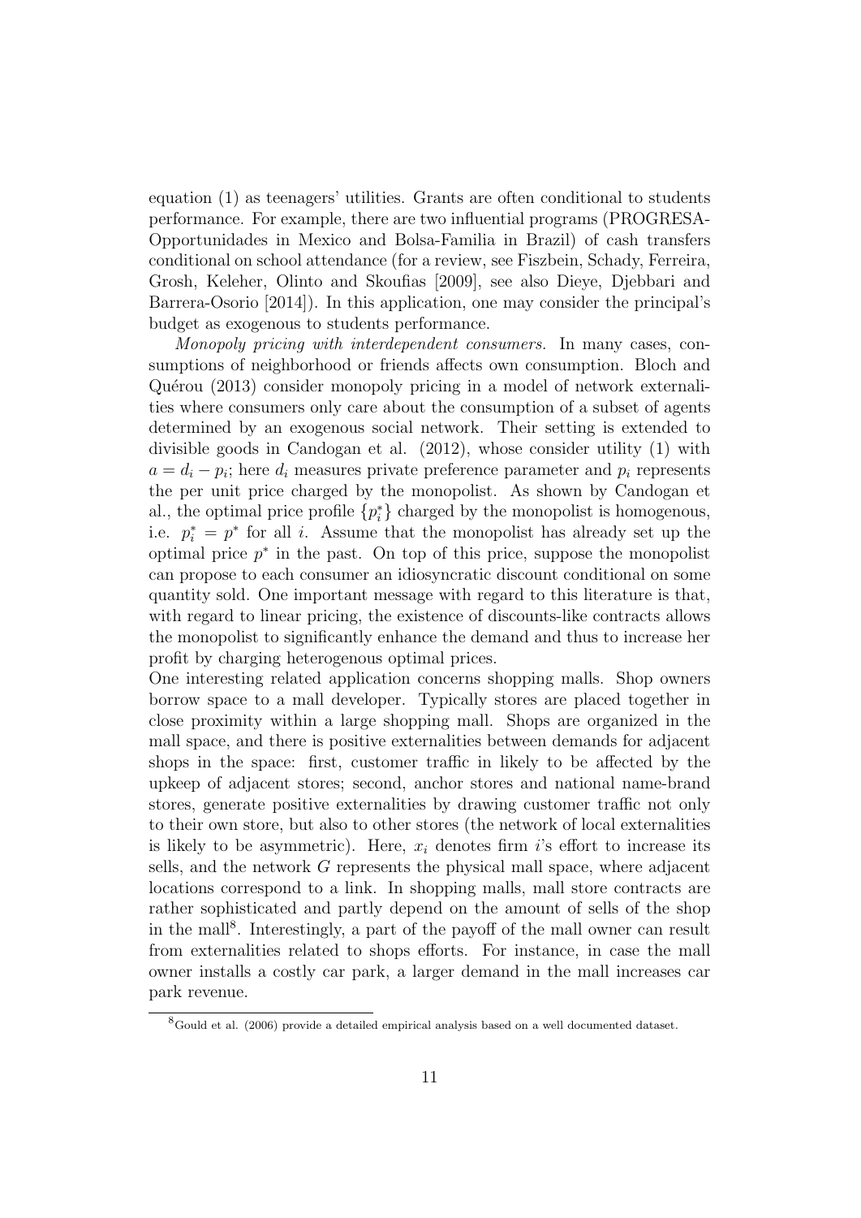equation (1) as teenagers' utilities. Grants are often conditional to students performance. For example, there are two influential programs (PROGRESA-Opportunidades in Mexico and Bolsa-Familia in Brazil) of cash transfers conditional on school attendance (for a review, see Fiszbein, Schady, Ferreira, Grosh, Keleher, Olinto and Skoufias [2009], see also Dieye, Djebbari and Barrera-Osorio [2014]). In this application, one may consider the principal's budget as exogenous to students performance.

*Monopoly pricing with interdependent consumers.* In many cases, consumptions of neighborhood or friends affects own consumption. Bloch and Quérou (2013) consider monopoly pricing in a model of network externalities where consumers only care about the consumption of a subset of agents determined by an exogenous social network. Their setting is extended to divisible goods in Candogan et al. (2012), whose consider utility (1) with $a = d_i - p_i$; here $d_i$ measures private preference parameter and $p_i$ represents the per unit price charged by the monopolist. As shown by Candogan et al., the optimal price profile $\{p_i^*\}$ charged by the monopolist is homogenous, i.e. $p_i^* = p^*$ for all $i$. Assume that the monopolist has already set up the optimal price $p^*$ in the past. On top of this price, suppose the monopolist can propose to each consumer an idiosyncratic discount conditional on some quantity sold. One important message with regard to this literature is that, with regard to linear pricing, the existence of discounts-like contracts allows the monopolist to significantly enhance the demand and thus to increase her profit by charging heterogenous optimal prices.

One interesting related application concerns shopping malls. Shop owners borrow space to a mall developer. Typically stores are placed together in close proximity within a large shopping mall. Shops are organized in the mall space, and there is positive externalities between demands for adjacent shops in the space: first, customer traffic in likely to be affected by the upkeep of adjacent stores; second, anchor stores and national name-brand stores, generate positive externalities by drawing customer traffic not only to their own store, but also to other stores (the network of local externalities is likely to be asymmetric). Here, $x_i$ denotes firm $i$'s effort to increase its sells, and the network $G$ represents the physical mall space, where adjacent locations correspond to a link. In shopping malls, mall store contracts are rather sophisticated and partly depend on the amount of sells of the shop in the mall[8]. Interestingly, a part of the payoff of the mall owner can result from externalities related to shops efforts. For instance, in case the mall owner installs a costly car park, a larger demand in the mall increases car park revenue.

[8] Gould et al. (2006) provide a detailed empirical analysis based on a well documented dataset.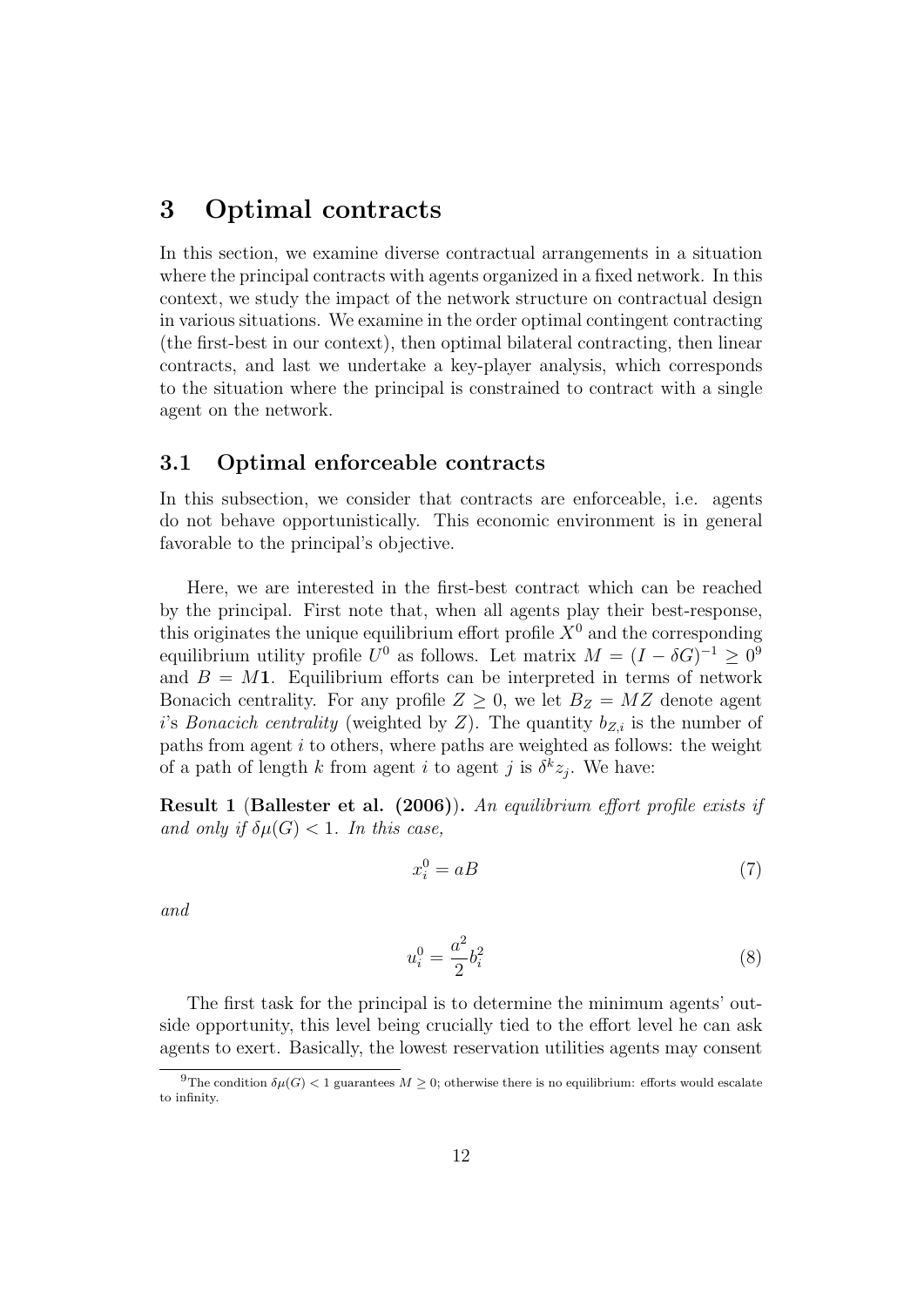# 3 Optimal contracts

In this section, we examine diverse contractual arrangements in a situation where the principal contracts with agents organized in a fixed network. In this context, we study the impact of the network structure on contractual design in various situations. We examine in the order optimal contingent contracting (the first-best in our context), then optimal bilateral contracting, then linear contracts, and last we undertake a key-player analysis, which corresponds to the situation where the principal is constrained to contract with a single agent on the network.

## 3.1 Optimal enforceable contracts

In this subsection, we consider that contracts are enforceable, i.e. agents do not behave opportunistically. This economic environment is in general favorable to the principal's objective.

Here, we are interested in the first-best contract which can be reached by the principal. First note that, when all agents play their best-response, this originates the unique equilibrium effort profile $X^0$ and the corresponding equilibrium utility profile $U^0$ as follows. Let matrix $M = (I - \delta G)^{-1} \geq 0$[9] and $B = M\mathbf{1}$. Equilibrium efforts can be interpreted in terms of network Bonacich centrality. For any profile $Z \geq 0$, we let $B_Z = MZ$ denote agent $i$'s *Bonacich centrality* (weighted by $Z$). The quantity $b_{Z,i}$ is the number of paths from agent $i$ to others, where paths are weighted as follows: the weight of a path of length $k$ from agent $i$ to agent $j$ is $\delta^k z_j$. We have:

**Result 1 (Ballester et al. (2006)).** *An equilibrium effort profile exists if and only if $\delta\mu(G) < 1$. In this case,*

$$x_i^0 = aB \tag{7}$$

*and*

$$u_i^0 = \frac{a^2}{2} b_i^2 \tag{8}$$

The first task for the principal is to determine the minimum agents' outside opportunity, this level being crucially tied to the effort level he can ask agents to exert. Basically, the lowest reservation utilities agents may consent

[9] The condition $\delta\mu(G) < 1$ guarantees $M \geq 0$; otherwise there is no equilibrium: efforts would escalate to infinity.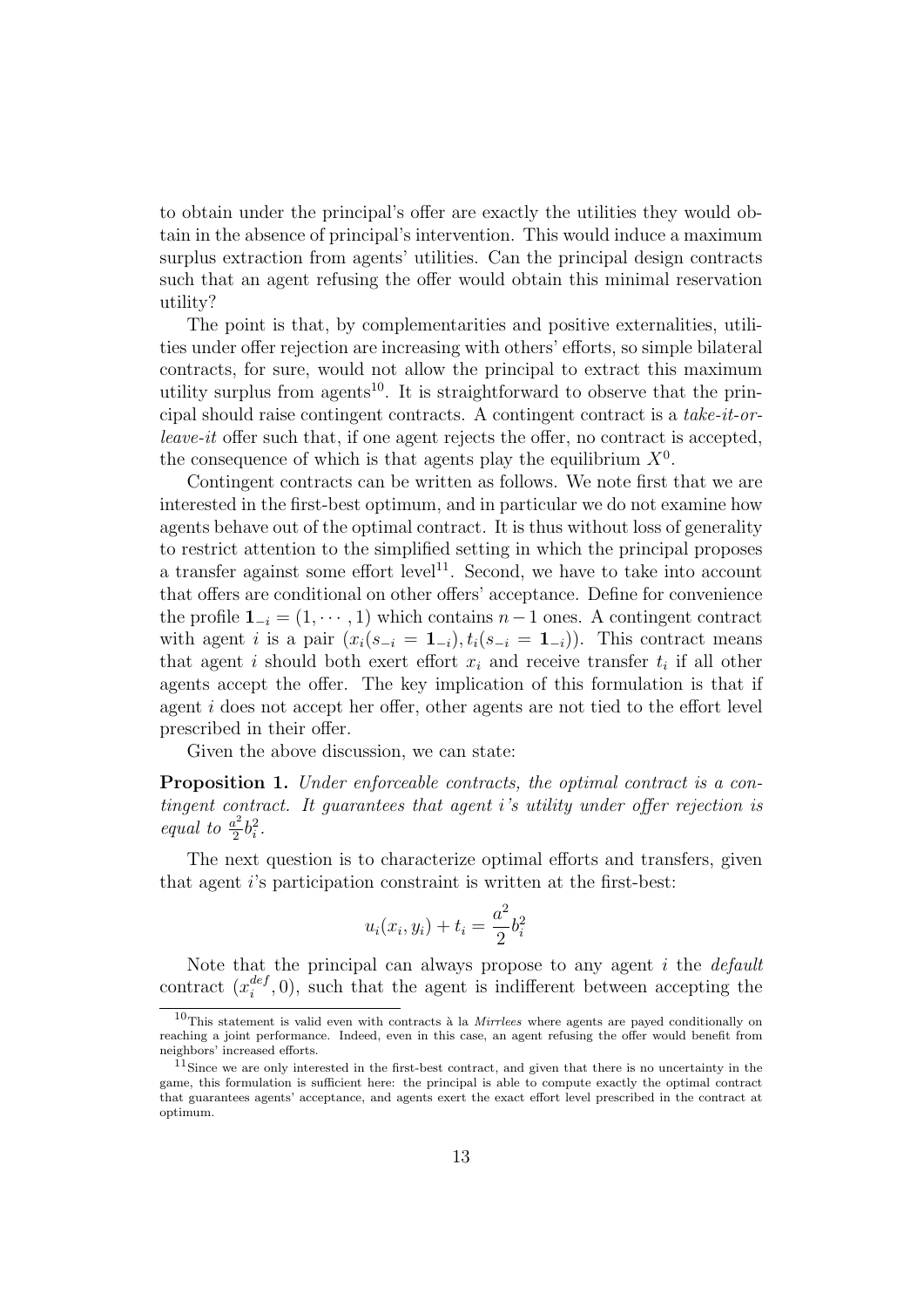to obtain under the principal's offer are exactly the utilities they would obtain in the absence of principal's intervention. This would induce a maximum surplus extraction from agents' utilities. Can the principal design contracts such that an agent refusing the offer would obtain this minimal reservation utility?

The point is that, by complementarities and positive externalities, utilities under offer rejection are increasing with others' efforts, so simple bilateral contracts, for sure, would not allow the principal to extract this maximum utility surplus from agents[10]. It is straightforward to observe that the principal should raise contingent contracts. A contingent contract is a *take-it-or-leave-it* offer such that, if one agent rejects the offer, no contract is accepted, the consequence of which is that agents play the equilibrium $X^0$.

Contingent contracts can be written as follows. We note first that we are interested in the first-best optimum, and in particular we do not examine how agents behave out of the optimal contract. It is thus without loss of generality to restrict attention to the simplified setting in which the principal proposes a transfer against some effort level[11]. Second, we have to take into account that offers are conditional on other offers' acceptance. Define for convenience the profile $\mathbf{1}_{-i} = (1, \cdots, 1)$ which contains $n-1$ ones. A contingent contract with agent $i$ is a pair $(x_i(s_{-i} = \mathbf{1}_{-i}), t_i(s_{-i} = \mathbf{1}_{-i}))$. This contract means that agent $i$ should both exert effort $x_i$ and receive transfer $t_i$ if all other agents accept the offer. The key implication of this formulation is that if agent $i$ does not accept her offer, other agents are not tied to the effort level prescribed in their offer.

Given the above discussion, we can state:

**Proposition 1.** *Under enforceable contracts, the optimal contract is a contingent contract. It guarantees that agent $i$'s utility under offer rejection is equal to $\frac{a^2}{2}b_i^2$.*

The next question is to characterize optimal efforts and transfers, given that agent $i$'s participation constraint is written at the first-best:

$$u_i(x_i, y_i) + t_i = \frac{a^2}{2}b_i^2$$

Note that the principal can always propose to any agent $i$ the *default* contract $(x_i^{def}, 0)$, such that the agent is indifferent between accepting the

[10] This statement is valid even with contracts à la *Mirrlees* where agents are payed conditionally on reaching a joint performance. Indeed, even in this case, an agent refusing the offer would benefit from neighbors' increased efforts.

[11] Since we are only interested in the first-best contract, and given that there is no uncertainty in the game, this formulation is sufficient here: the principal is able to compute exactly the optimal contract that guarantees agents' acceptance, and agents exert the exact effort level prescribed in the contract at optimum.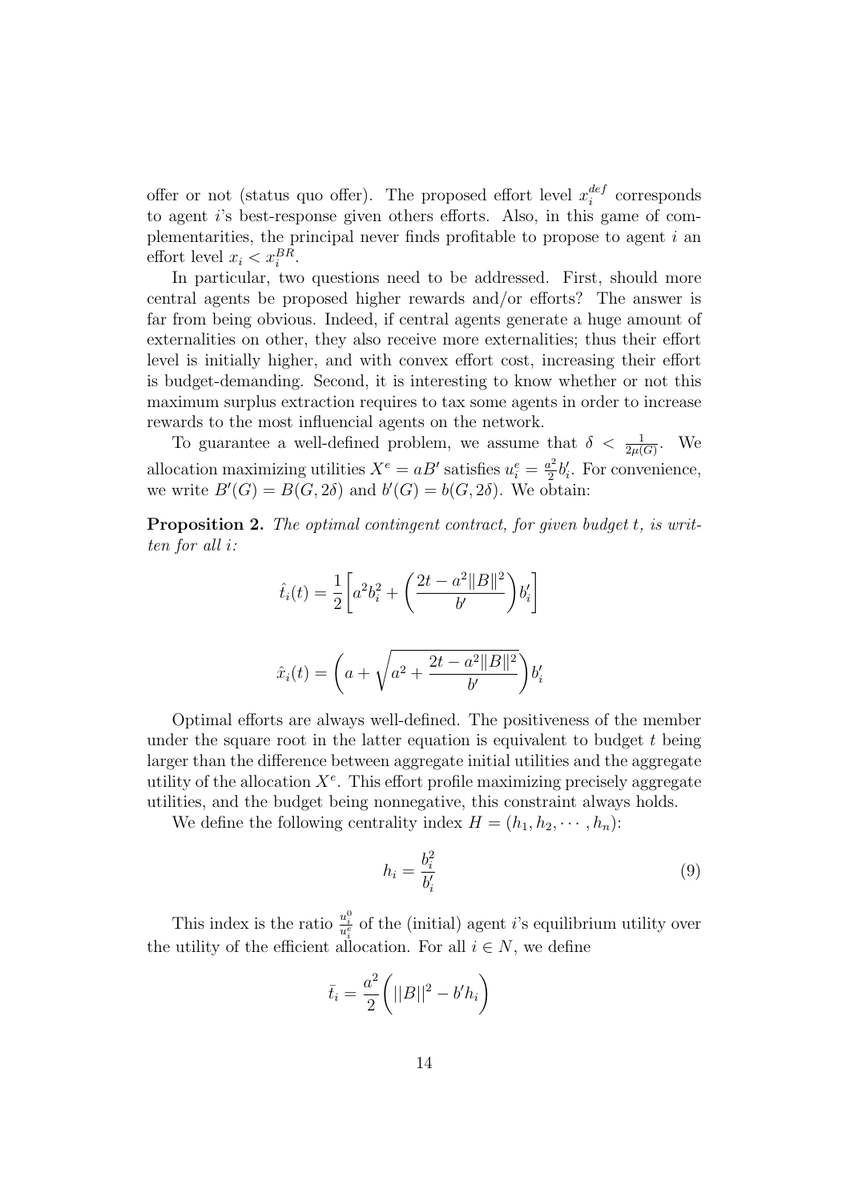offer or not (status quo offer). The proposed effort level $x_i^{def}$ corresponds to agent $i$'s best-response given others efforts. Also, in this game of complementarities, the principal never finds profitable to propose to agent $i$ an effort level $x_i < x_i^{BR}$.

In particular, two questions need to be addressed. First, should more central agents be proposed higher rewards and/or efforts? The answer is far from being obvious. Indeed, if central agents generate a huge amount of externalities on other, they also receive more externalities; thus their effort level is initially higher, and with convex effort cost, increasing their effort is budget-demanding. Second, it is interesting to know whether or not this maximum surplus extraction requires to tax some agents in order to increase rewards to the most influencial agents on the network.

To guarantee a well-defined problem, we assume that $\delta < \frac{1}{2\mu(G)}$. We allocation maximizing utilities $X^e = aB'$ satisfies $u_i^e = \frac{a^2}{2}b'_i$. For convenience, we write $B'(G) = B(G, 2\delta)$ and $b'(G) = b(G, 2\delta)$. We obtain:

**Proposition 2.** *The optimal contingent contract, for given budget $t$, is written for all $i$:*

$$\hat{t}_i(t) = \frac{1}{2}\left[a^2 b_i^2 + \left(\frac{2t - a^2\|B\|^2}{b'}\right)b'_i\right]$$

$$\hat{x}_i(t) = \left(a + \sqrt{a^2 + \frac{2t - a^2\|B\|^2}{b'}}\right)b'_i$$

Optimal efforts are always well-defined. The positiveness of the member under the square root in the latter equation is equivalent to budget $t$ being larger than the difference between aggregate initial utilities and the aggregate utility of the allocation $X^e$. This effort profile maximizing precisely aggregate utilities, and the budget being nonnegative, this constraint always holds.

We define the following centrality index $H = (h_1, h_2, \cdots, h_n)$:

$$h_i = \frac{b_i^2}{b'_i} \tag{9}$$

This index is the ratio $\frac{u_i^0}{u_i^e}$ of the (initial) agent $i$'s equilibrium utility over the utility of the efficient allocation. For all $i \in N$, we define

$$\bar{t}_i = \frac{a^2}{2}\left(||B||^2 - b'h_i\right)$$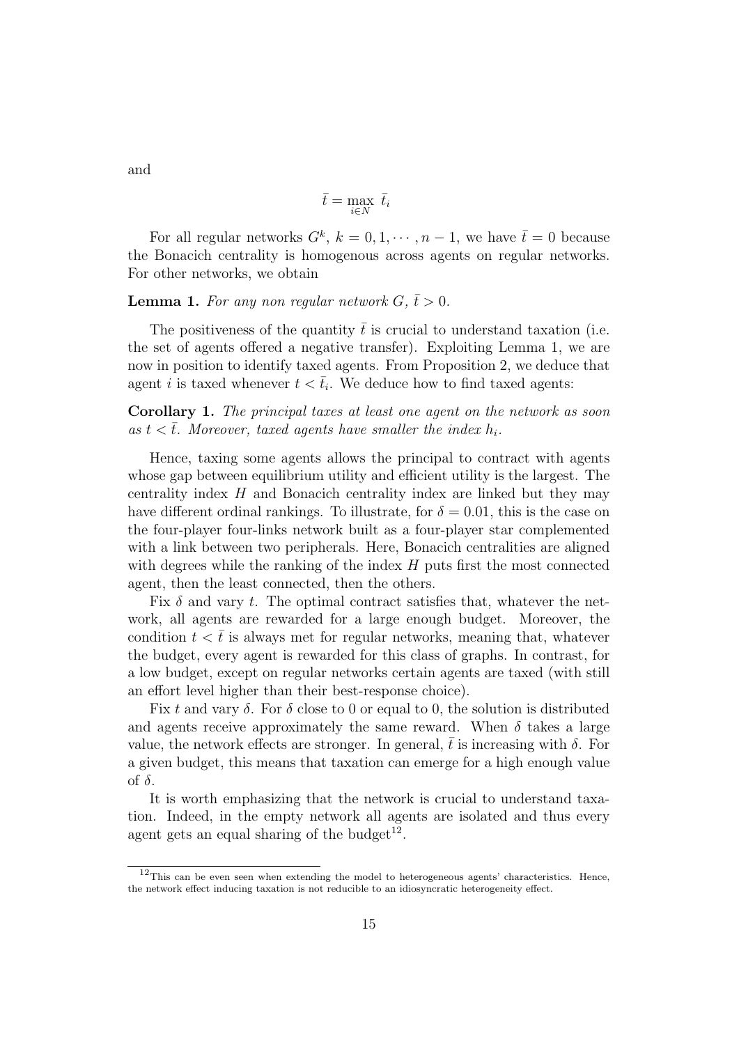and

$$\bar{t} = \max_{i \in N} \ \bar{t}_i$$

For all regular networks $G^k$, $k = 0, 1, \cdots, n-1$, we have $\bar{t} = 0$ because the Bonacich centrality is homogenous across agents on regular networks. For other networks, we obtain

**Lemma 1.** *For any non regular network $G$, $\bar{t} > 0$.*

The positiveness of the quantity $\bar{t}$ is crucial to understand taxation (i.e. the set of agents offered a negative transfer). Exploiting Lemma 1, we are now in position to identify taxed agents. From Proposition 2, we deduce that agent $i$ is taxed whenever $t < \bar{t}_i$. We deduce how to find taxed agents:

**Corollary 1.** *The principal taxes at least one agent on the network as soon as $t < \bar{t}$. Moreover, taxed agents have smaller the index $h_i$.*

Hence, taxing some agents allows the principal to contract with agents whose gap between equilibrium utility and efficient utility is the largest. The centrality index $H$ and Bonacich centrality index are linked but they may have different ordinal rankings. To illustrate, for $\delta = 0.01$, this is the case on the four-player four-links network built as a four-player star complemented with a link between two peripherals. Here, Bonacich centralities are aligned with degrees while the ranking of the index $H$ puts first the most connected agent, then the least connected, then the others.

Fix $\delta$ and vary $t$. The optimal contract satisfies that, whatever the network, all agents are rewarded for a large enough budget. Moreover, the condition $t < \bar{t}$ is always met for regular networks, meaning that, whatever the budget, every agent is rewarded for this class of graphs. In contrast, for a low budget, except on regular networks certain agents are taxed (with still an effort level higher than their best-response choice).

Fix $t$ and vary $\delta$. For $\delta$ close to 0 or equal to 0, the solution is distributed and agents receive approximately the same reward. When $\delta$ takes a large value, the network effects are stronger. In general, $\bar{t}$ is increasing with $\delta$. For a given budget, this means that taxation can emerge for a high enough value of $\delta$.

It is worth emphasizing that the network is crucial to understand taxation. Indeed, in the empty network all agents are isolated and thus every agent gets an equal sharing of the budget[12].

[12] This can be even seen when extending the model to heterogeneous agents' characteristics. Hence, the network effect inducing taxation is not reducible to an idiosyncratic heterogeneity effect.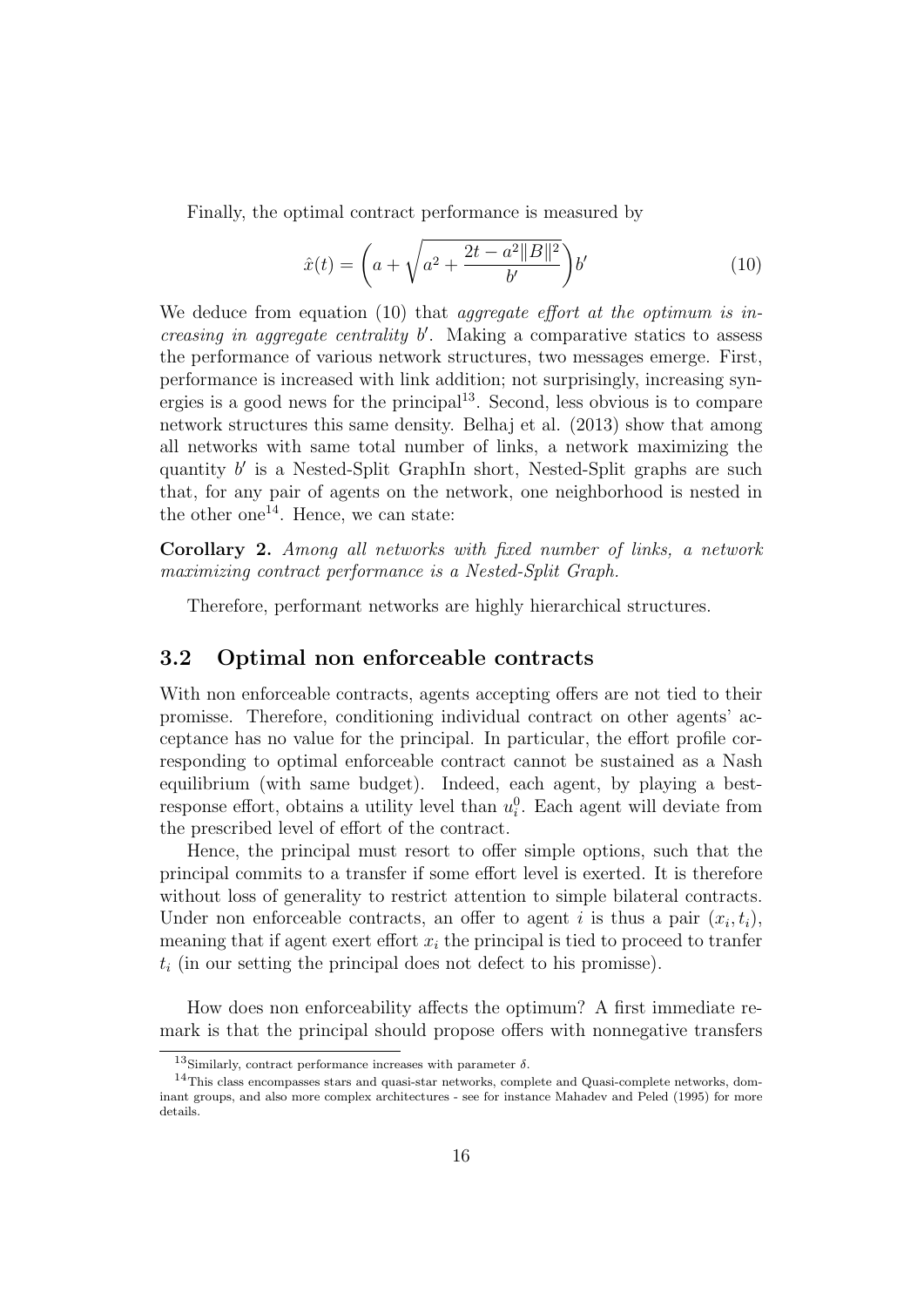Finally, the optimal contract performance is measured by

$$\hat{x}(t) = \left(a + \sqrt{a^2 + \frac{2t - a^2\|B\|^2}{b'}}\right)b' \tag{10}$$

We deduce from equation (10) that *aggregate effort at the optimum is increasing in aggregate centrality* $b'$. Making a comparative statics to assess the performance of various network structures, two messages emerge. First, performance is increased with link addition; not surprisingly, increasing synergies is a good news for the principal[13]. Second, less obvious is to compare network structures this same density. Belhaj et al. (2013) show that among all networks with same total number of links, a network maximizing the quantity $b'$ is a Nested-Split GraphIn short, Nested-Split graphs are such that, for any pair of agents on the network, one neighborhood is nested in the other one[14]. Hence, we can state:

**Corollary 2.** *Among all networks with fixed number of links, a network maximizing contract performance is a Nested-Split Graph.*

Therefore, performant networks are highly hierarchical structures.

### 3.2 Optimal non enforceable contracts

With non enforceable contracts, agents accepting offers are not tied to their promisse. Therefore, conditioning individual contract on other agents' acceptance has no value for the principal. In particular, the effort profile corresponding to optimal enforceable contract cannot be sustained as a Nash equilibrium (with same budget). Indeed, each agent, by playing a best-response effort, obtains a utility level than $u_i^0$. Each agent will deviate from the prescribed level of effort of the contract.

Hence, the principal must resort to offer simple options, such that the principal commits to a transfer if some effort level is exerted. It is therefore without loss of generality to restrict attention to simple bilateral contracts. Under non enforceable contracts, an offer to agent $i$ is thus a pair $(x_i, t_i)$, meaning that if agent exert effort $x_i$ the principal is tied to proceed to tranfer $t_i$ (in our setting the principal does not defect to his promisse).

How does non enforceability affects the optimum? A first immediate remark is that the principal should propose offers with nonnegative transfers

[13] Similarly, contract performance increases with parameter $\delta$.

[14] This class encompasses stars and quasi-star networks, complete and Quasi-complete networks, dominant groups, and also more complex architectures - see for instance Mahadev and Peled (1995) for more details.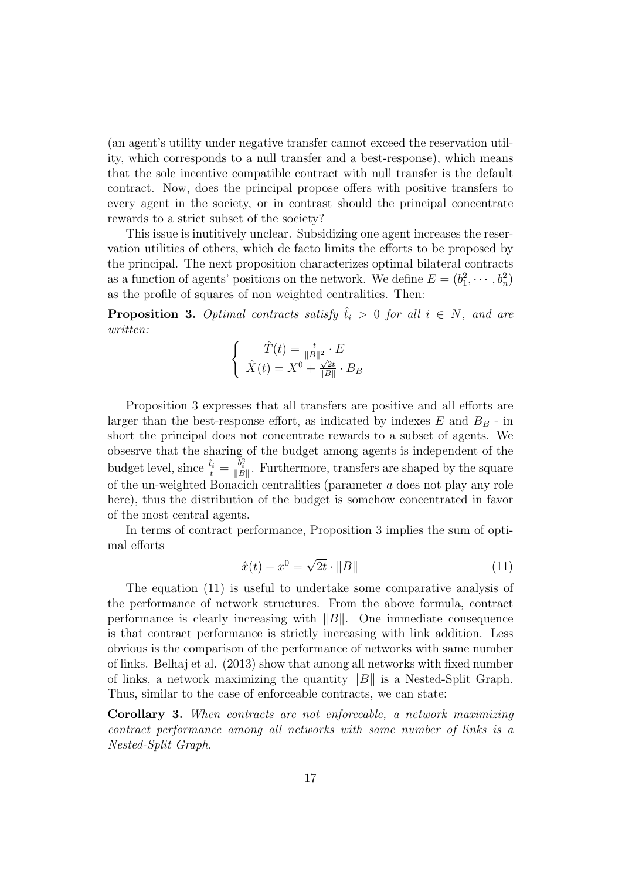(an agent's utility under negative transfer cannot exceed the reservation utility, which corresponds to a null transfer and a best-response), which means that the sole incentive compatible contract with null transfer is the default contract. Now, does the principal propose offers with positive transfers to every agent in the society, or in contrast should the principal concentrate rewards to a strict subset of the society?

This issue is inutitively unclear. Subsidizing one agent increases the reservation utilities of others, which de facto limits the efforts to be proposed by the principal. The next proposition characterizes optimal bilateral contracts as a function of agents' positions on the network. We define $E = (b_1^2, \cdots, b_n^2)$ as the profile of squares of non weighted centralities. Then:

**Proposition 3.** *Optimal contracts satisfy $\hat{t}_i > 0$ for all $i \in N$, and are written:*

$$\begin{cases} \hat{T}(t) = \frac{t}{\|B\|^2} \cdot E \\ \hat{X}(t) = X^0 + \frac{\sqrt{2t}}{\|B\|} \cdot B_B \end{cases}$$

Proposition 3 expresses that all transfers are positive and all efforts are larger than the best-response effort, as indicated by indexes $E$ and $B_B$ - in short the principal does not concentrate rewards to a subset of agents. We obsesrve that the sharing of the budget among agents is independent of the budget level, since $\frac{\hat{t}_i}{t} = \frac{b_i^2}{\|B\|}$. Furthermore, transfers are shaped by the square of the un-weighted Bonacich centralities (parameter $a$ does not play any role here), thus the distribution of the budget is somehow concentrated in favor of the most central agents.

In terms of contract performance, Proposition 3 implies the sum of optimal efforts

$$\hat{x}(t) - x^0 = \sqrt{2t} \cdot \|B\| \tag{11}$$

The equation (11) is useful to undertake some comparative analysis of the performance of network structures. From the above formula, contract performance is clearly increasing with $\|B\|$. One immediate consequence is that contract performance is strictly increasing with link addition. Less obvious is the comparison of the performance of networks with same number of links. Belhaj et al. (2013) show that among all networks with fixed number of links, a network maximizing the quantity $\|B\|$ is a Nested-Split Graph. Thus, similar to the case of enforceable contracts, we can state:

**Corollary 3.** *When contracts are not enforceable, a network maximizing contract performance among all networks with same number of links is a Nested-Split Graph.*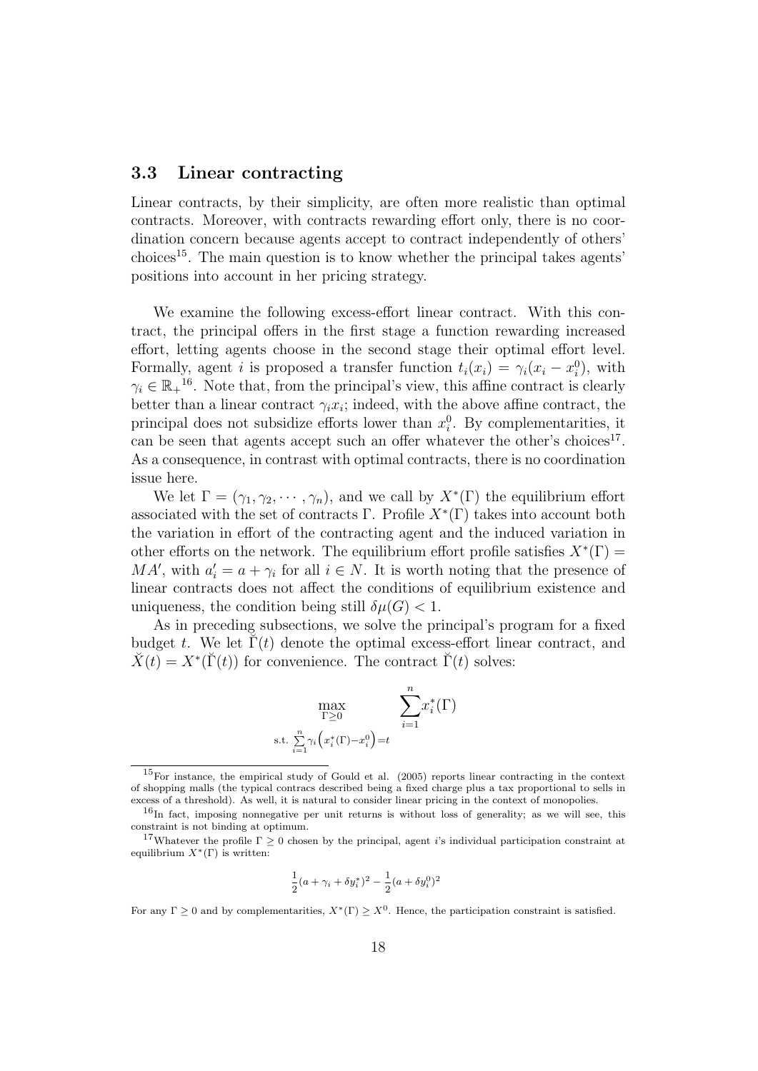### 3.3 Linear contracting

Linear contracts, by their simplicity, are often more realistic than optimal contracts. Moreover, with contracts rewarding effort only, there is no coordination concern because agents accept to contract independently of others' choices[15]. The main question is to know whether the principal takes agents' positions into account in her pricing strategy.

We examine the following excess-effort linear contract. With this contract, the principal offers in the first stage a function rewarding increased effort, letting agents choose in the second stage their optimal effort level. Formally, agent $i$ is proposed a transfer function $t_i(x_i) = \gamma_i(x_i - x_i^0)$, with $\gamma_i \in \mathbb{R}_+$[16]. Note that, from the principal's view, this affine contract is clearly better than a linear contract $\gamma_i x_i$; indeed, with the above affine contract, the principal does not subsidize efforts lower than $x_i^0$. By complementarities, it can be seen that agents accept such an offer whatever the other's choices[17]. As a consequence, in contrast with optimal contracts, there is no coordination issue here.

We let $\Gamma = (\gamma_1, \gamma_2, \cdots, \gamma_n)$, and we call by $X^*(\Gamma)$ the equilibrium effort associated with the set of contracts $\Gamma$. Profile $X^*(\Gamma)$ takes into account both the variation in effort of the contracting agent and the induced variation in other efforts on the network. The equilibrium effort profile satisfies $X^*(\Gamma) = MA'$, with $a'_i = a + \gamma_i$ for all $i \in N$. It is worth noting that the presence of linear contracts does not affect the conditions of equilibrium existence and uniqueness, the condition being still $\delta\mu(G) < 1$.

As in preceding subsections, we solve the principal's program for a fixed budget $t$. We let $\breve{\Gamma}(t)$ denote the optimal excess-effort linear contract, and $\breve{X}(t) = X^*(\breve{\Gamma}(t))$ for convenience. The contract $\breve{\Gamma}(t)$ solves:

$$\max_{\substack{\Gamma \geq 0 \\ \text{s.t. } \sum_{i=1}^{n} \gamma_i \left(x_i^*(\Gamma) - x_i^0\right) = t}} \quad \sum_{i=1}^{n} x_i^*(\Gamma)$$

---

[15] For instance, the empirical study of Gould et al. (2005) reports linear contracting in the context of shopping malls (the typical contracs described being a fixed charge plus a tax proportional to sells in excess of a threshold). As well, it is natural to consider linear pricing in the context of monopolies.

[16] In fact, imposing nonnegative per unit returns is without loss of generality; as we will see, this constraint is not binding at optimum.

[17] Whatever the profile $\Gamma \geq 0$ chosen by the principal, agent $i$'s individual participation constraint at equilibrium $X^*(\Gamma)$ is written:

$$\frac{1}{2}(a + \gamma_i + \delta y_i^*)^2 - \frac{1}{2}(a + \delta y_i^0)^2$$

For any $\Gamma \geq 0$ and by complementarities, $X^*(\Gamma) \geq X^0$. Hence, the participation constraint is satisfied.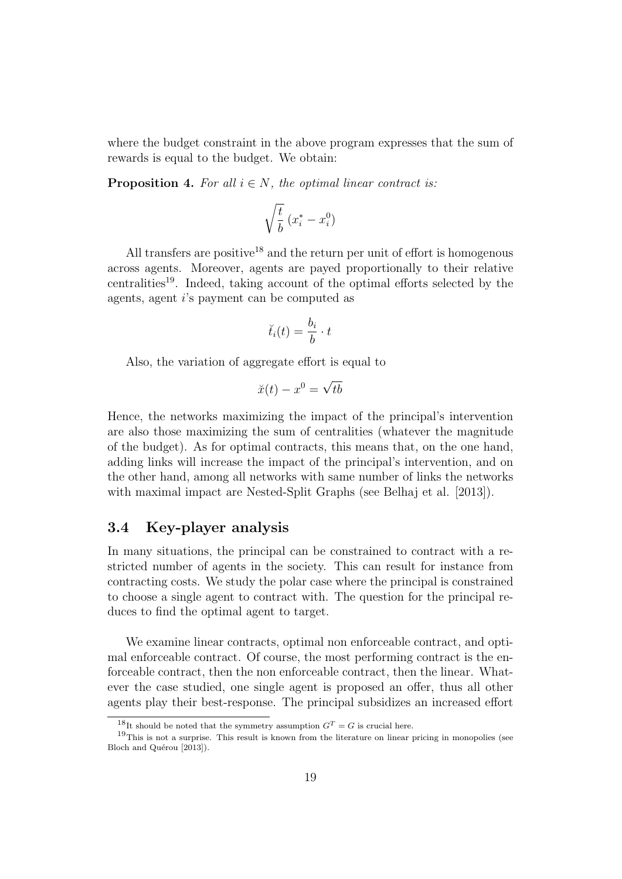where the budget constraint in the above program expresses that the sum of rewards is equal to the budget. We obtain:

**Proposition 4.** *For all $i \in N$, the optimal linear contract is:*

$$\sqrt{\frac{t}{b}}\,(x_i^* - x_i^0)$$

All transfers are positive[18] and the return per unit of effort is homogenous across agents. Moreover, agents are payed proportionally to their relative centralities[19]. Indeed, taking account of the optimal efforts selected by the agents, agent $i$'s payment can be computed as

$$\breve{t}_i(t) = \frac{b_i}{b} \cdot t$$

Also, the variation of aggregate effort is equal to

$$\breve{x}(t) - x^0 = \sqrt{tb}$$

Hence, the networks maximizing the impact of the principal's intervention are also those maximizing the sum of centralities (whatever the magnitude of the budget). As for optimal contracts, this means that, on the one hand, adding links will increase the impact of the principal's intervention, and on the other hand, among all networks with same number of links the networks with maximal impact are Nested-Split Graphs (see Belhaj et al. [2013]).

### 3.4 Key-player analysis

In many situations, the principal can be constrained to contract with a restricted number of agents in the society. This can result for instance from contracting costs. We study the polar case where the principal is constrained to choose a single agent to contract with. The question for the principal reduces to find the optimal agent to target.

We examine linear contracts, optimal non enforceable contract, and optimal enforceable contract. Of course, the most performing contract is the enforceable contract, then the non enforceable contract, then the linear. Whatever the case studied, one single agent is proposed an offer, thus all other agents play their best-response. The principal subsidizes an increased effort

[18] It should be noted that the symmetry assumption $G^T = G$ is crucial here.

[19] This is not a surprise. This result is known from the literature on linear pricing in monopolies (see Bloch and Quérou [2013]).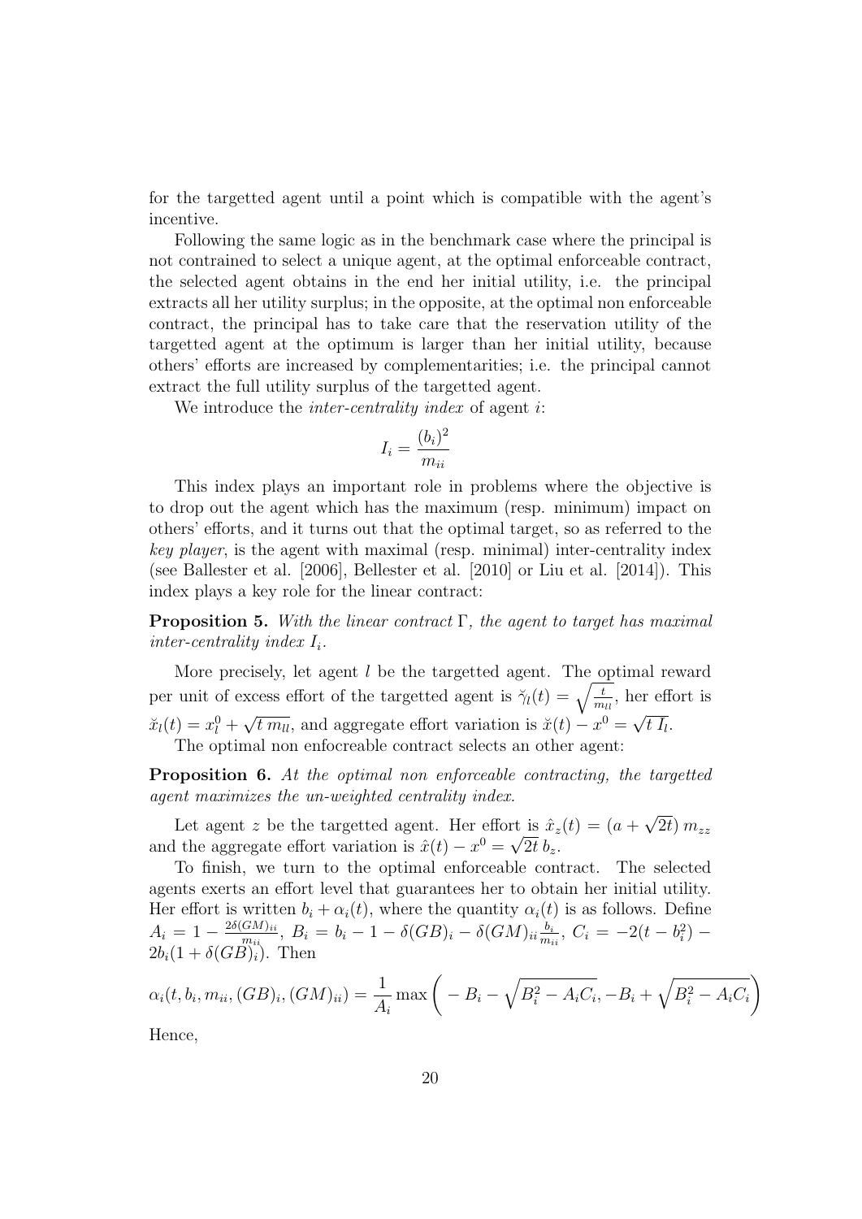for the targetted agent until a point which is compatible with the agent's incentive.

Following the same logic as in the benchmark case where the principal is not contrained to select a unique agent, at the optimal enforceable contract, the selected agent obtains in the end her initial utility, i.e. the principal extracts all her utility surplus; in the opposite, at the optimal non enforceable contract, the principal has to take care that the reservation utility of the targetted agent at the optimum is larger than her initial utility, because others' efforts are increased by complementarities; i.e. the principal cannot extract the full utility surplus of the targetted agent.

We introduce the *inter-centrality index* of agent $i$:

$$I_i = \frac{(b_i)^2}{m_{ii}}$$

This index plays an important role in problems where the objective is to drop out the agent which has the maximum (resp. minimum) impact on others' efforts, and it turns out that the optimal target, so as referred to the *key player*, is the agent with maximal (resp. minimal) inter-centrality index (see Ballester et al. [2006], Bellester et al. [2010] or Liu et al. [2014]). This index plays a key role for the linear contract:

**Proposition 5.** *With the linear contract $\Gamma$, the agent to target has maximal inter-centrality index $I_i$.*

More precisely, let agent $l$ be the targetted agent. The optimal reward per unit of excess effort of the targetted agent is $\breve{\gamma}_l(t) = \sqrt{\frac{t}{m_{ll}}}$, her effort is $\breve{x}_l(t) = x_l^0 + \sqrt{t\, m_{ll}}$, and aggregate effort variation is $\breve{x}(t) - x^0 = \sqrt{t\, I_l}$.

The optimal non enfocreable contract selects an other agent:

**Proposition 6.** *At the optimal non enforceable contracting, the targetted agent maximizes the un-weighted centrality index.*

Let agent $z$ be the targetted agent. Her effort is $\hat{x}_z(t) = (a + \sqrt{2t})\, m_{zz}$ and the aggregate effort variation is $\hat{x}(t) - x^0 = \sqrt{2t}\, b_z$.

To finish, we turn to the optimal enforceable contract. The selected agents exerts an effort level that guarantees her to obtain her initial utility. Her effort is written $b_i + \alpha_i(t)$, where the quantity $\alpha_i(t)$ is as follows. Define $A_i = 1 - \frac{2\delta(GM)_{ii}}{m_{ii}}$, $B_i = b_i - 1 - \delta(GB)_i - \delta(GM)_{ii}\frac{b_i}{m_{ii}}$, $C_i = -2(t - b_i^2) - 2b_i(1 + \delta(GB)_i)$. Then

$$\alpha_i(t, b_i, m_{ii}, (GB)_i, (GM)_{ii}) = \frac{1}{A_i} \max\left( - B_i - \sqrt{B_i^2 - A_i C_i}, -B_i + \sqrt{B_i^2 - A_i C_i} \right)$$

Hence,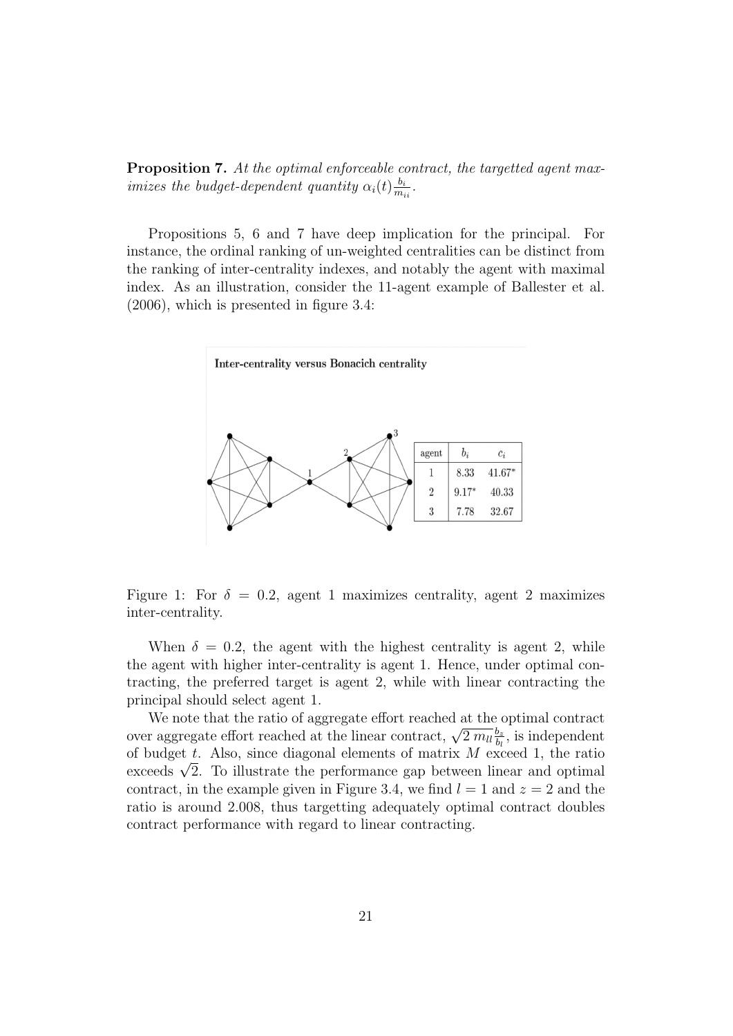**Proposition 7.** *At the optimal enforceable contract, the targetted agent maximizes the budget-dependent quantity $\alpha_i(t)\frac{b_i}{m_{ii}}$.*

Propositions 5, 6 and 7 have deep implication for the principal. For instance, the ordinal ranking of un-weighted centralities can be distinct from the ranking of inter-centrality indexes, and notably the agent with maximal index. As an illustration, consider the 11-agent example of Ballester et al. (2006), which is presented in figure 3.4:

**Inter-centrality versus Bonacich centrality**

| agent | $b_i$ | $c_i$ |
|---|---|---|
| 1 | 8.33 | 41.67* |
| 2 | 9.17* | 40.33 |
| 3 | 7.78 | 32.67 |

Figure 1: For $\delta = 0.2$, agent 1 maximizes centrality, agent 2 maximizes inter-centrality.

When $\delta = 0.2$, the agent with the highest centrality is agent 2, while the agent with higher inter-centrality is agent 1. Hence, under optimal contracting, the preferred target is agent 2, while with linear contracting the principal should select agent 1.

We note that the ratio of aggregate effort reached at the optimal contract over aggregate effort reached at the linear contract, $\sqrt{2\, m_{ll}}\frac{b_z}{b_l}$, is independent of budget $t$. Also, since diagonal elements of matrix $M$ exceed 1, the ratio exceeds $\sqrt{2}$. To illustrate the performance gap between linear and optimal contract, in the example given in Figure 3.4, we find $l = 1$ and $z = 2$ and the ratio is around 2.008, thus targetting adequately optimal contract doubles contract performance with regard to linear contracting.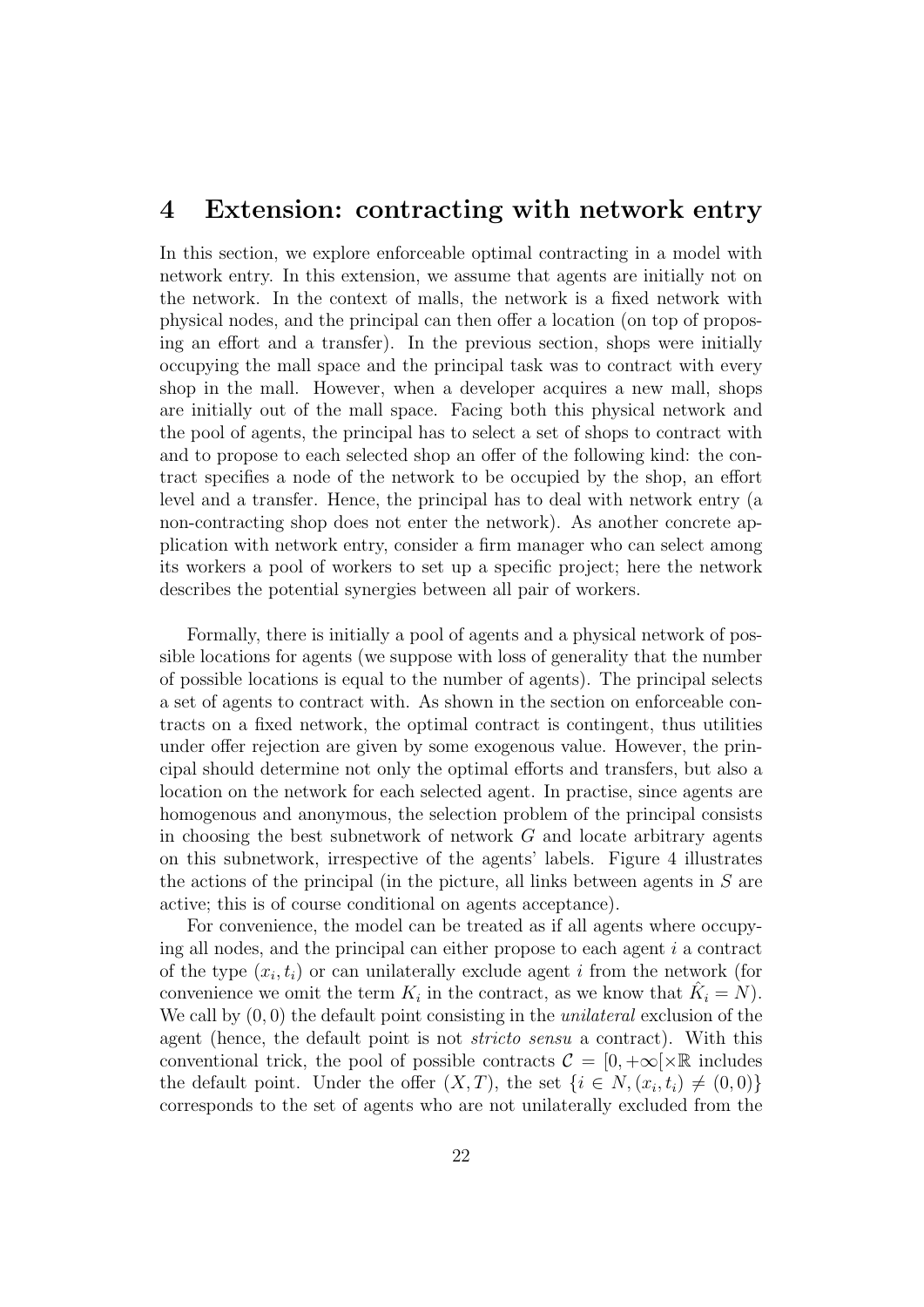# 4 Extension: contracting with network entry

In this section, we explore enforceable optimal contracting in a model with network entry. In this extension, we assume that agents are initially not on the network. In the context of malls, the network is a fixed network with physical nodes, and the principal can then offer a location (on top of proposing an effort and a transfer). In the previous section, shops were initially occupying the mall space and the principal task was to contract with every shop in the mall. However, when a developer acquires a new mall, shops are initially out of the mall space. Facing both this physical network and the pool of agents, the principal has to select a set of shops to contract with and to propose to each selected shop an offer of the following kind: the contract specifies a node of the network to be occupied by the shop, an effort level and a transfer. Hence, the principal has to deal with network entry (a non-contracting shop does not enter the network). As another concrete application with network entry, consider a firm manager who can select among its workers a pool of workers to set up a specific project; here the network describes the potential synergies between all pair of workers.

Formally, there is initially a pool of agents and a physical network of possible locations for agents (we suppose with loss of generality that the number of possible locations is equal to the number of agents). The principal selects a set of agents to contract with. As shown in the section on enforceable contracts on a fixed network, the optimal contract is contingent, thus utilities under offer rejection are given by some exogenous value. However, the principal should determine not only the optimal efforts and transfers, but also a location on the network for each selected agent. In practise, since agents are homogenous and anonymous, the selection problem of the principal consists in choosing the best subnetwork of network $G$ and locate arbitrary agents on this subnetwork, irrespective of the agents' labels. Figure 4 illustrates the actions of the principal (in the picture, all links between agents in $S$ are active; this is of course conditional on agents acceptance).

For convenience, the model can be treated as if all agents where occupying all nodes, and the principal can either propose to each agent $i$ a contract of the type $(x_i, t_i)$ or can unilaterally exclude agent $i$ from the network (for convenience we omit the term $K_i$ in the contract, as we know that $\hat{K}_i = N$). We call by $(0, 0)$ the default point consisting in the *unilateral* exclusion of the agent (hence, the default point is not *stricto sensu* a contract). With this conventional trick, the pool of possible contracts $\mathcal{C} = [0, +\infty[ \times \mathbb{R}$ includes the default point. Under the offer $(X, T)$, the set $\{i \in N, (x_i, t_i) \neq (0, 0)\}$ corresponds to the set of agents who are not unilaterally excluded from the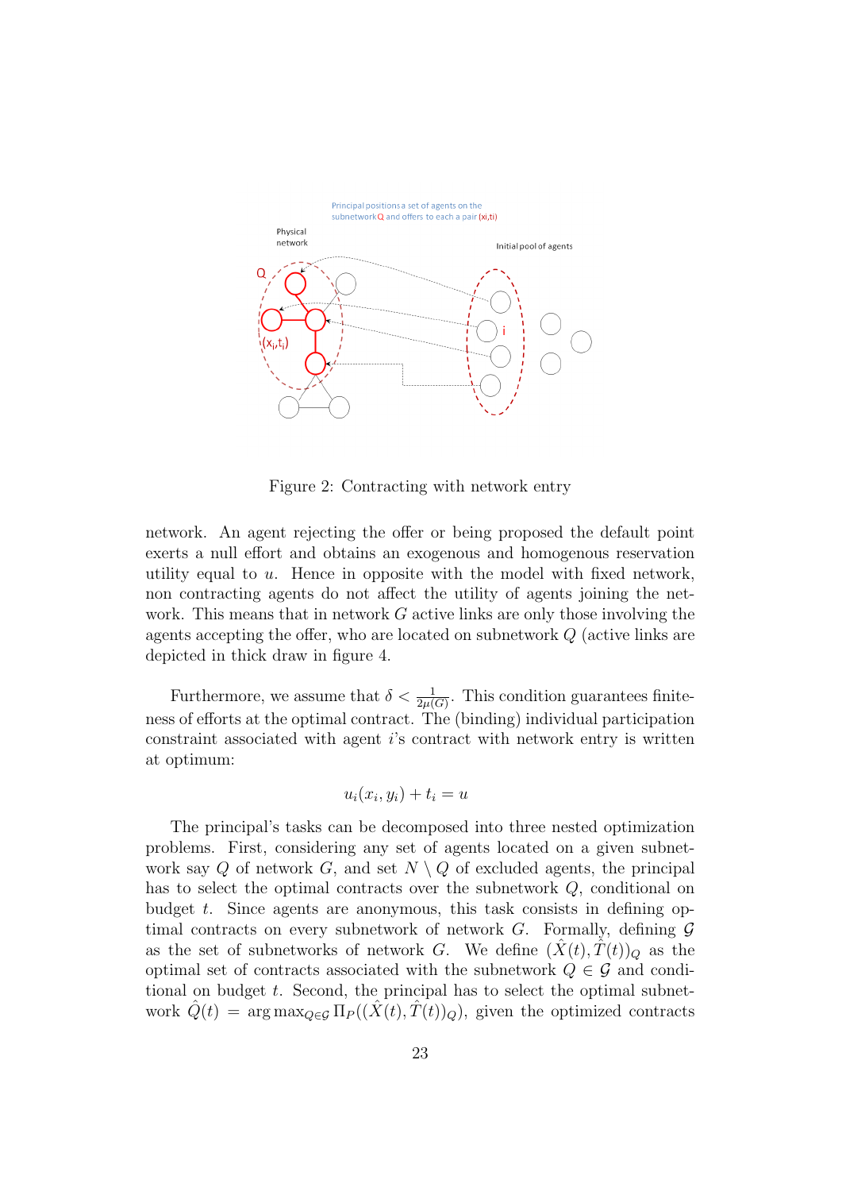Figure 2: Contracting with network entry

network. An agent rejecting the offer or being proposed the default point exerts a null effort and obtains an exogenous and homogenous reservation utility equal to $u$. Hence in opposite with the model with fixed network, non contracting agents do not affect the utility of agents joining the network. This means that in network $G$ active links are only those involving the agents accepting the offer, who are located on subnetwork $Q$ (active links are depicted in thick draw in figure 4.

Furthermore, we assume that $\delta < \frac{1}{2\mu(G)}$. This condition guarantees finiteness of efforts at the optimal contract. The (binding) individual participation constraint associated with agent $i$'s contract with network entry is written at optimum:

$$u_i(x_i, y_i) + t_i = u$$

The principal's tasks can be decomposed into three nested optimization problems. First, considering any set of agents located on a given subnetwork say $Q$ of network $G$, and set $N \setminus Q$ of excluded agents, the principal has to select the optimal contracts over the subnetwork $Q$, conditional on budget $t$. Since agents are anonymous, this task consists in defining optimal contracts on every subnetwork of network $G$. Formally, defining $\mathcal{G}$ as the set of subnetworks of network $G$. We define $(\hat{X}(t), \hat{T}(t))_Q$ as the optimal set of contracts associated with the subnetwork $Q \in \mathcal{G}$ and conditional on budget $t$. Second, the principal has to select the optimal subnetwork $\hat{Q}(t) = \arg\max_{Q \in \mathcal{G}} \Pi_P((\hat{X}(t), \hat{T}(t))_Q)$, given the optimized contracts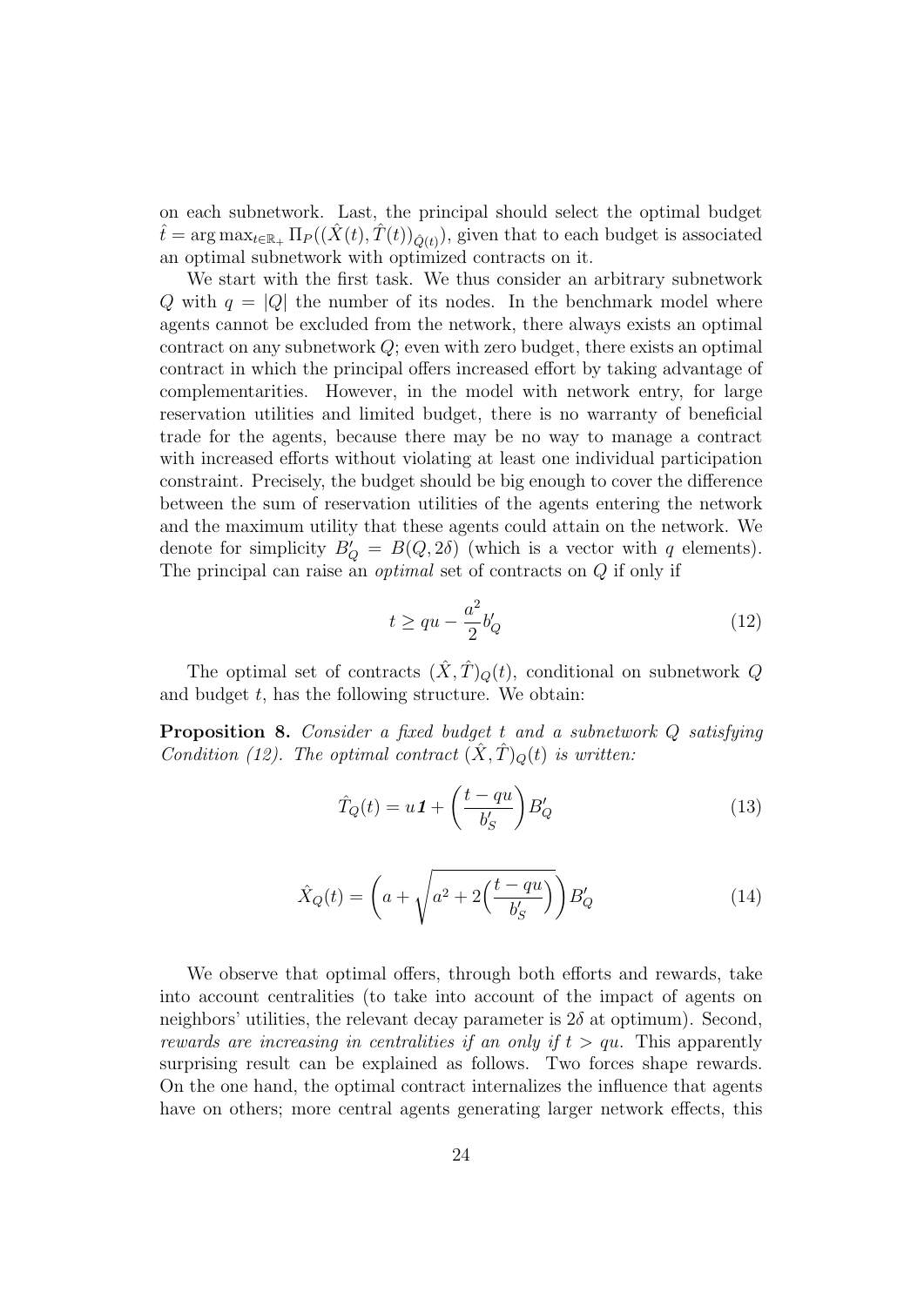on each subnetwork. Last, the principal should select the optimal budget $\hat{t} = \arg\max_{t \in \mathbb{R}_+} \Pi_P((\hat{X}(t), \hat{T}(t))_{\hat{Q}(t)})$, given that to each budget is associated an optimal subnetwork with optimized contracts on it.

We start with the first task. We thus consider an arbitrary subnetwork $Q$ with $q = |Q|$ the number of its nodes. In the benchmark model where agents cannot be excluded from the network, there always exists an optimal contract on any subnetwork $Q$; even with zero budget, there exists an optimal contract in which the principal offers increased effort by taking advantage of complementarities. However, in the model with network entry, for large reservation utilities and limited budget, there is no warranty of beneficial trade for the agents, because there may be no way to manage a contract with increased efforts without violating at least one individual participation constraint. Precisely, the budget should be big enough to cover the difference between the sum of reservation utilities of the agents entering the network and the maximum utility that these agents could attain on the network. We denote for simplicity $B'_Q = B(Q, 2\delta)$ (which is a vector with $q$ elements). The principal can raise an *optimal* set of contracts on $Q$ if only if

$$t \geq qu - \frac{a^2}{2} b'_Q \tag{12}$$

The optimal set of contracts $(\hat{X}, \hat{T})_Q(t)$, conditional on subnetwork $Q$ and budget $t$, has the following structure. We obtain:

**Proposition 8.** *Consider a fixed budget $t$ and a subnetwork $Q$ satisfying Condition (12). The optimal contract $(\hat{X}, \hat{T})_Q(t)$ is written:*

$$\hat{T}_Q(t) = u\mathbf{1} + \left(\frac{t - qu}{b'_S}\right) B'_Q \tag{13}$$

$$\hat{X}_Q(t) = \left(a + \sqrt{a^2 + 2\Big(\frac{t - qu}{b'_S}\Big)}\right) B'_Q \tag{14}$$

We observe that optimal offers, through both efforts and rewards, take into account centralities (to take into account of the impact of agents on neighbors' utilities, the relevant decay parameter is $2\delta$ at optimum). Second, *rewards are increasing in centralities if an only if $t > qu$.* This apparently surprising result can be explained as follows. Two forces shape rewards. On the one hand, the optimal contract internalizes the influence that agents have on others; more central agents generating larger network effects, this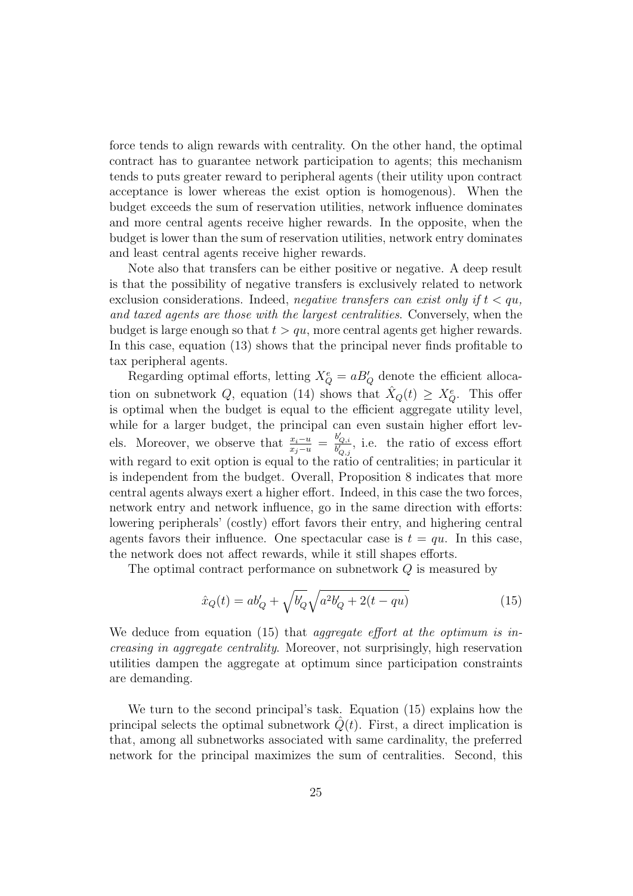force tends to align rewards with centrality. On the other hand, the optimal contract has to guarantee network participation to agents; this mechanism tends to puts greater reward to peripheral agents (their utility upon contract acceptance is lower whereas the exist option is homogenous). When the budget exceeds the sum of reservation utilities, network influence dominates and more central agents receive higher rewards. In the opposite, when the budget is lower than the sum of reservation utilities, network entry dominates and least central agents receive higher rewards.

Note also that transfers can be either positive or negative. A deep result is that the possibility of negative transfers is exclusively related to network exclusion considerations. Indeed, *negative transfers can exist only if $t < qu$, and taxed agents are those with the largest centralities*. Conversely, when the budget is large enough so that $t > qu$, more central agents get higher rewards. In this case, equation (13) shows that the principal never finds profitable to tax peripheral agents.

Regarding optimal efforts, letting $X^e_Q = aB'_Q$ denote the efficient allocation on subnetwork $Q$, equation (14) shows that $\hat{X}_Q(t) \geq X^e_Q$. This offer is optimal when the budget is equal to the efficient aggregate utility level, while for a larger budget, the principal can even sustain higher effort levels. Moreover, we observe that $\frac{x_i - u}{x_j - u} = \frac{b'_{Q,i}}{b'_{Q,j}}$, i.e. the ratio of excess effort with regard to exit option is equal to the ratio of centralities; in particular it is independent from the budget. Overall, Proposition 8 indicates that more central agents always exert a higher effort. Indeed, in this case the two forces, network entry and network influence, go in the same direction with efforts: lowering peripherals' (costly) effort favors their entry, and highering central agents favors their influence. One spectacular case is $t = qu$. In this case, the network does not affect rewards, while it still shapes efforts.

The optimal contract performance on subnetwork $Q$ is measured by

$$\hat{x}_Q(t) = ab'_Q + \sqrt{b'_Q}\sqrt{a^2 b'_Q + 2(t - qu)} \tag{15}$$

We deduce from equation (15) that *aggregate effort at the optimum is increasing in aggregate centrality*. Moreover, not surprisingly, high reservation utilities dampen the aggregate at optimum since participation constraints are demanding.

We turn to the second principal's task. Equation (15) explains how the principal selects the optimal subnetwork $\hat{Q}(t)$. First, a direct implication is that, among all subnetworks associated with same cardinality, the preferred network for the principal maximizes the sum of centralities. Second, this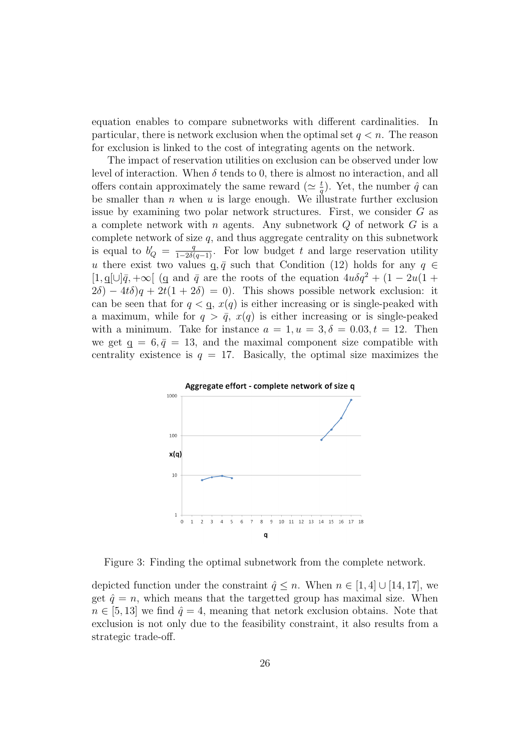equation enables to compare subnetworks with different cardinalities. In particular, there is network exclusion when the optimal set $q < n$. The reason for exclusion is linked to the cost of integrating agents on the network.

The impact of reservation utilities on exclusion can be observed under low level of interaction. When $\delta$ tends to 0, there is almost no interaction, and all offers contain approximately the same reward ($\simeq \frac{t}{q}$). Yet, the number $\hat{q}$ can be smaller than $n$ when $u$ is large enough. We illustrate further exclusion issue by examining two polar network structures. First, we consider $G$ as a complete network with $n$ agents. Any subnetwork $Q$ of network $G$ is a complete network of size $q$, and thus aggregate centrality on this subnetwork is equal to $b'_Q = \frac{q}{1-2\delta(q-1)}$. For low budget $t$ and large reservation utility $u$ there exist two values $\underline{q}, \bar{q}$ such that Condition (12) holds for any $q \in [1, \underline{q}[ \cup ]\bar{q}, +\infty[$ ($\underline{q}$ and $\bar{q}$ are the roots of the equation $4u\delta q^2 + (1 - 2u(1 + 2\delta) - 4t\delta)q + 2t(1 + 2\delta) = 0$). This shows possible network exclusion: it can be seen that for $q < \underline{q}$, $x(q)$ is either increasing or is single-peaked with a maximum, while for $q > \bar{q}$, $x(q)$ is either increasing or is single-peaked with a minimum. Take for instance $a = 1, u = 3, \delta = 0.03, t = 12$. Then we get $\underline{q} = 6, \bar{q} = 13$, and the maximal component size compatible with centrality existence is $q = 17$. Basically, the optimal size maximizes the

Figure 3: Finding the optimal subnetwork from the complete network.

depicted function under the constraint $\hat{q} \leq n$. When $n \in [1, 4] \cup [14, 17]$, we get $\hat{q} = n$, which means that the targetted group has maximal size. When $n \in [5, 13]$ we find $\hat{q} = 4$, meaning that netork exclusion obtains. Note that exclusion is not only due to the feasibility constraint, it also results from a strategic trade-off.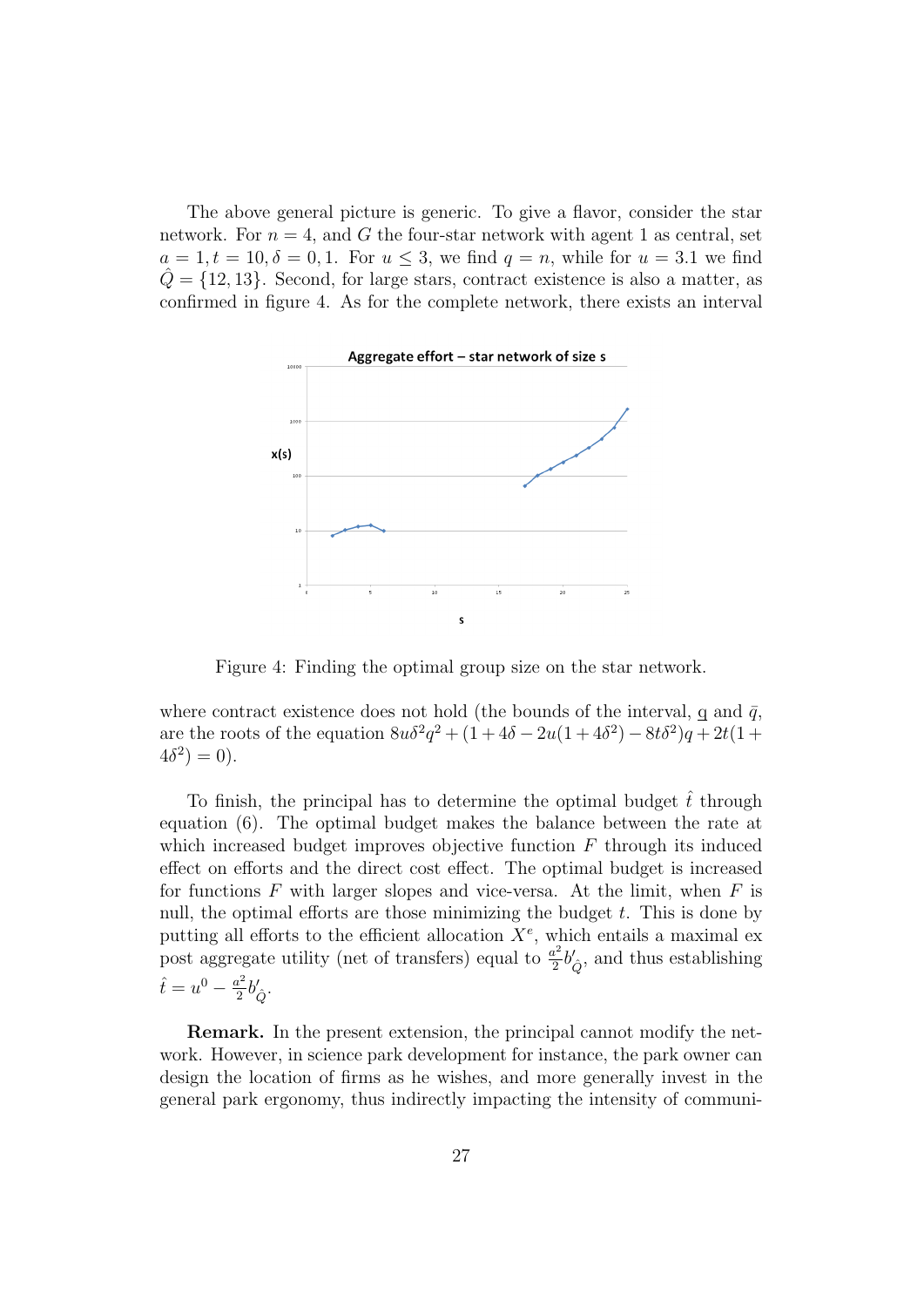The above general picture is generic. To give a flavor, consider the star network. For $n = 4$, and $G$ the four-star network with agent 1 as central, set $a = 1, t = 10, \delta = 0,1$. For $u \leq 3$, we find $q = n$, while for $u = 3.1$ we find $\hat{Q} = \{12, 13\}$. Second, for large stars, contract existence is also a matter, as confirmed in figure 4. As for the complete network, there exists an interval

Figure 4: Finding the optimal group size on the star network.

where contract existence does not hold (the bounds of the interval, $\underline{q}$ and $\bar{q}$, are the roots of the equation $8u\delta^2 q^2 + (1 + 4\delta - 2u(1 + 4\delta^2) - 8t\delta^2)q + 2t(1 + 4\delta^2) = 0$).

To finish, the principal has to determine the optimal budget $\hat{t}$ through equation (6). The optimal budget makes the balance between the rate at which increased budget improves objective function $F$ through its induced effect on efforts and the direct cost effect. The optimal budget is increased for functions $F$ with larger slopes and vice-versa. At the limit, when $F$ is null, the optimal efforts are those minimizing the budget $t$. This is done by putting all efforts to the efficient allocation $X^e$, which entails a maximal ex post aggregate utility (net of transfers) equal to $\frac{a^2}{2} b'_{\hat{Q}}$, and thus establishing $\hat{t} = u^0 - \frac{a^2}{2} b'_{\hat{Q}}$.

**Remark.** In the present extension, the principal cannot modify the network. However, in science park development for instance, the park owner can design the location of firms as he wishes, and more generally invest in the general park ergonomy, thus indirectly impacting the intensity of communi-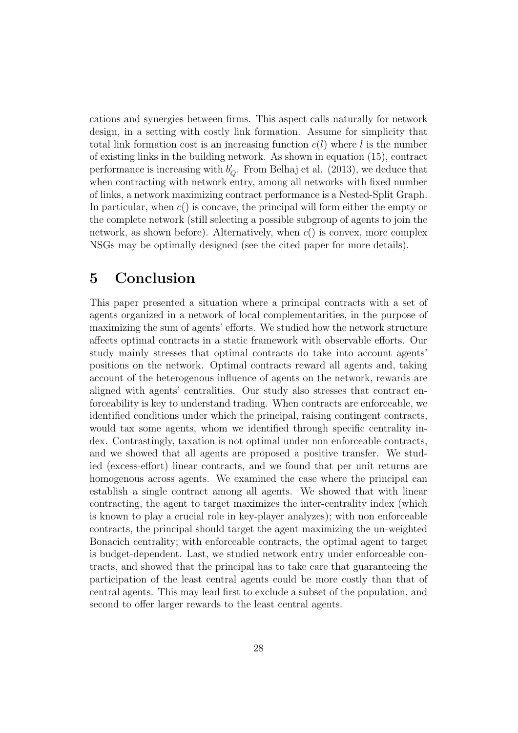cations and synergies between firms. This aspect calls naturally for network design, in a setting with costly link formation. Assume for simplicity that total link formation cost is an increasing function $c(l)$ where $l$ is the number of existing links in the building network. As shown in equation (15), contract performance is increasing with $b'_Q$. From Belhaj et al. (2013), we deduce that when contracting with network entry, among all networks with fixed number of links, a network maximizing contract performance is a Nested-Split Graph. In particular, when $c()$ is concave, the principal will form either the empty or the complete network (still selecting a possible subgroup of agents to join the network, as shown before). Alternatively, when $c()$ is convex, more complex NSGs may be optimally designed (see the cited paper for more details).

# 5 Conclusion

This paper presented a situation where a principal contracts with a set of agents organized in a network of local complementarities, in the purpose of maximizing the sum of agents' efforts. We studied how the network structure affects optimal contracts in a static framework with observable efforts. Our study mainly stresses that optimal contracts do take into account agents' positions on the network. Optimal contracts reward all agents and, taking account of the heterogenous influence of agents on the network, rewards are aligned with agents' centralities. Our study also stresses that contract enforceability is key to understand trading. When contracts are enforceable, we identified conditions under which the principal, raising contingent contracts, would tax some agents, whom we identified through specific centrality index. Contrastingly, taxation is not optimal under non enforceable contracts, and we showed that all agents are proposed a positive transfer. We studied (excess-effort) linear contracts, and we found that per unit returns are homogenous across agents. We examined the case where the principal can establish a single contract among all agents. We showed that with linear contracting, the agent to target maximizes the inter-centrality index (which is known to play a crucial role in key-player analyzes); with non enforceable contracts, the principal should target the agent maximizing the un-weighted Bonacich centrality; with enforceable contracts, the optimal agent to target is budget-dependent. Last, we studied network entry under enforceable contracts, and showed that the principal has to take care that guaranteeing the participation of the least central agents could be more costly than that of central agents. This may lead first to exclude a subset of the population, and second to offer larger rewards to the least central agents.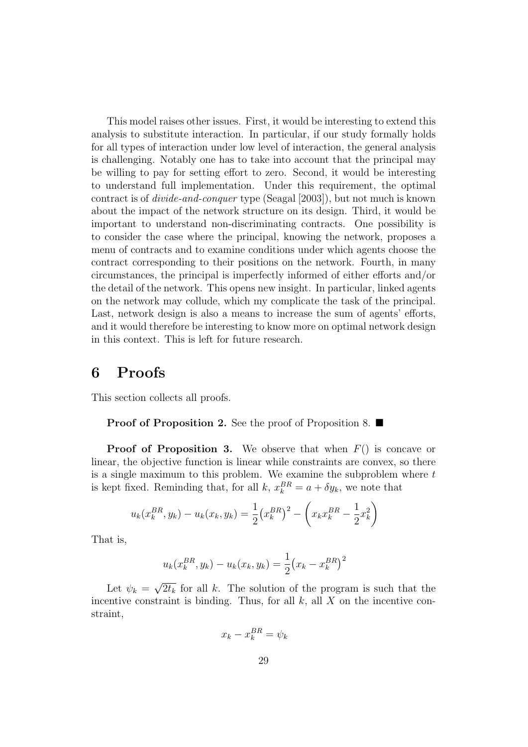This model raises other issues. First, it would be interesting to extend this analysis to substitute interaction. In particular, if our study formally holds for all types of interaction under low level of interaction, the general analysis is challenging. Notably one has to take into account that the principal may be willing to pay for setting effort to zero. Second, it would be interesting to understand full implementation. Under this requirement, the optimal contract is of *divide-and-conquer* type (Seagal [2003]), but not much is known about the impact of the network structure on its design. Third, it would be important to understand non-discriminating contracts. One possibility is to consider the case where the principal, knowing the network, proposes a menu of contracts and to examine conditions under which agents choose the contract corresponding to their positions on the network. Fourth, in many circumstances, the principal is imperfectly informed of either efforts and/or the detail of the network. This opens new insight. In particular, linked agents on the network may collude, which my complicate the task of the principal. Last, network design is also a means to increase the sum of agents' efforts, and it would therefore be interesting to know more on optimal network design in this context. This is left for future research.

# 6 Proofs

This section collects all proofs.

**Proof of Proposition 2.** See the proof of Proposition 8. ■

**Proof of Proposition 3.** We observe that when $F()$ is concave or linear, the objective function is linear while constraints are convex, so there is a single maximum to this problem. We examine the subproblem where $t$ is kept fixed. Reminding that, for all $k$, $x_k^{BR} = a + \delta y_k$, we note that

$$u_k(x_k^{BR}, y_k) - u_k(x_k, y_k) = \frac{1}{2}\big(x_k^{BR}\big)^2 - \left(x_k x_k^{BR} - \frac{1}{2}x_k^2\right)$$

That is,

$$u_k(x_k^{BR}, y_k) - u_k(x_k, y_k) = \frac{1}{2}\big(x_k - x_k^{BR}\big)^2$$

Let $\psi_k = \sqrt{2t_k}$ for all $k$. The solution of the program is such that the incentive constraint is binding. Thus, for all $k$, all $X$ on the incentive constraint,

$$x_k - x_k^{BR} = \psi_k$$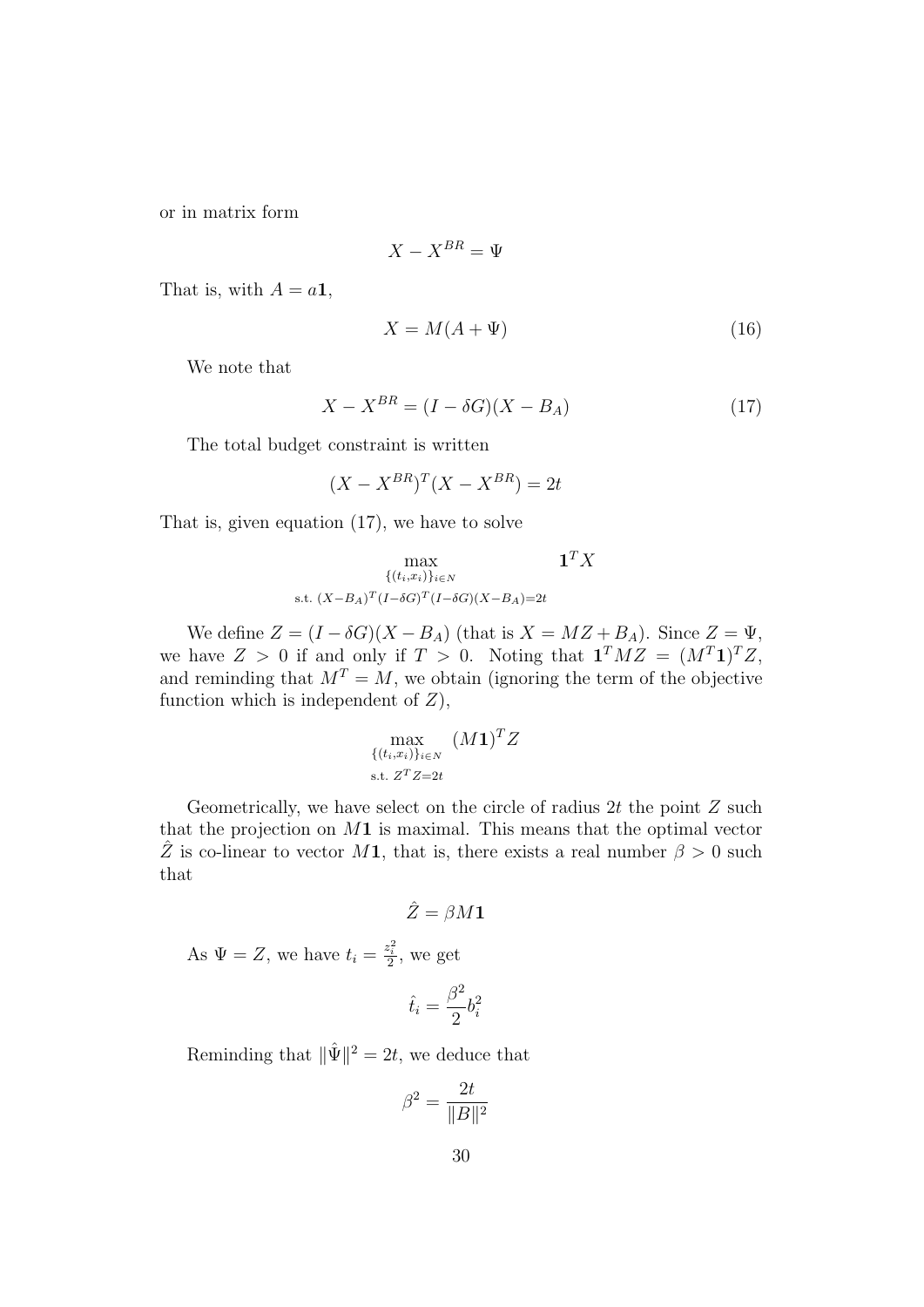or in matrix form

$$X - X^{BR} = \Psi$$

That is, with $A = a\mathbf{1}$,

$$X = M(A + \Psi) \tag{16}$$

We note that

$$X - X^{BR} = (I - \delta G)(X - B_A) \tag{17}$$

The total budget constraint is written

$$(X - X^{BR})^T (X - X^{BR}) = 2t$$

That is, given equation (17), we have to solve

$$\max_{\substack{\{(t_i, x_i)\}_{i \in N} \\ \text{s.t. } (X - B_A)^T (I - \delta G)^T (I - \delta G)(X - B_A) = 2t}} \mathbf{1}^T X$$

We define $Z = (I - \delta G)(X - B_A)$ (that is $X = MZ + B_A$). Since $Z = \Psi$, we have $Z > 0$ if and only if $T > 0$. Noting that $\mathbf{1}^T MZ = (M^T \mathbf{1})^T Z$, and reminding that $M^T = M$, we obtain (ignoring the term of the objective function which is independent of $Z$),

$$\max_{\substack{\{(t_i, x_i)\}_{i \in N} \\ \text{s.t. } Z^T Z = 2t}} (M\mathbf{1})^T Z$$

Geometrically, we have select on the circle of radius $2t$ the point $Z$ such that the projection on $M\mathbf{1}$ is maximal. This means that the optimal vector $\hat{Z}$ is co-linear to vector $M\mathbf{1}$, that is, there exists a real number $\beta > 0$ such that

$$\hat{Z} = \beta M \mathbf{1}$$

As $\Psi = Z$, we have $t_i = \frac{z_i^2}{2}$, we get

$$\hat{t}_i = \frac{\beta^2}{2} b_i^2$$

Reminding that $\|\hat{\Psi}\|^2 = 2t$, we deduce that

$$\beta^2 = \frac{2t}{\|B\|^2}$$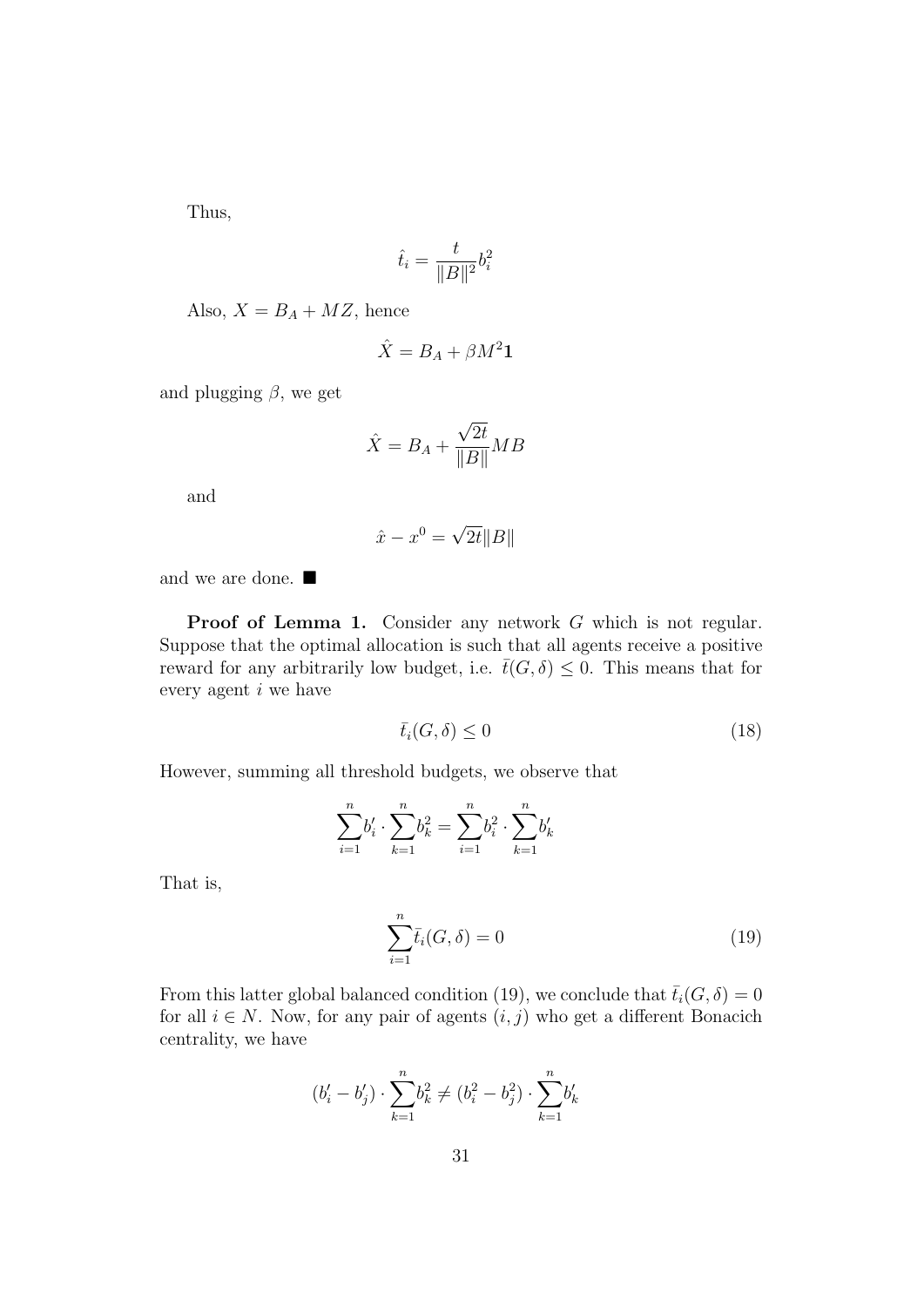Thus,

$$\hat{t}_i = \frac{t}{\|B\|^2} b_i^2$$

Also, $X = B_A + MZ$, hence

$$\hat{X} = B_A + \beta M^2 \mathbf{1}$$

and plugging $\beta$, we get

$$\hat{X} = B_A + \frac{\sqrt{2t}}{\|B\|} MB$$

and

$$\hat{x} - x^0 = \sqrt{2t}\|B\|$$

and we are done. ■

**Proof of Lemma 1.** Consider any network $G$ which is not regular. Suppose that the optimal allocation is such that all agents receive a positive reward for any arbitrarily low budget, i.e. $\bar{t}(G, \delta) \leq 0$. This means that for every agent $i$ we have

$$\bar{t}_i(G, \delta) \leq 0 \tag{18}$$

However, summing all threshold budgets, we observe that

$$\sum_{i=1}^{n} b_i' \cdot \sum_{k=1}^{n} b_k^2 = \sum_{i=1}^{n} b_i^2 \cdot \sum_{k=1}^{n} b_k'$$

That is,

$$\sum_{i=1}^{n} \bar{t}_i(G, \delta) = 0 \tag{19}$$

From this latter global balanced condition (19), we conclude that $\bar{t}_i(G, \delta) = 0$ for all $i \in N$. Now, for any pair of agents $(i, j)$ who get a different Bonacich centrality, we have

$$(b_i' - b_j') \cdot \sum_{k=1}^{n} b_k^2 \neq (b_i^2 - b_j^2) \cdot \sum_{k=1}^{n} b_k'$$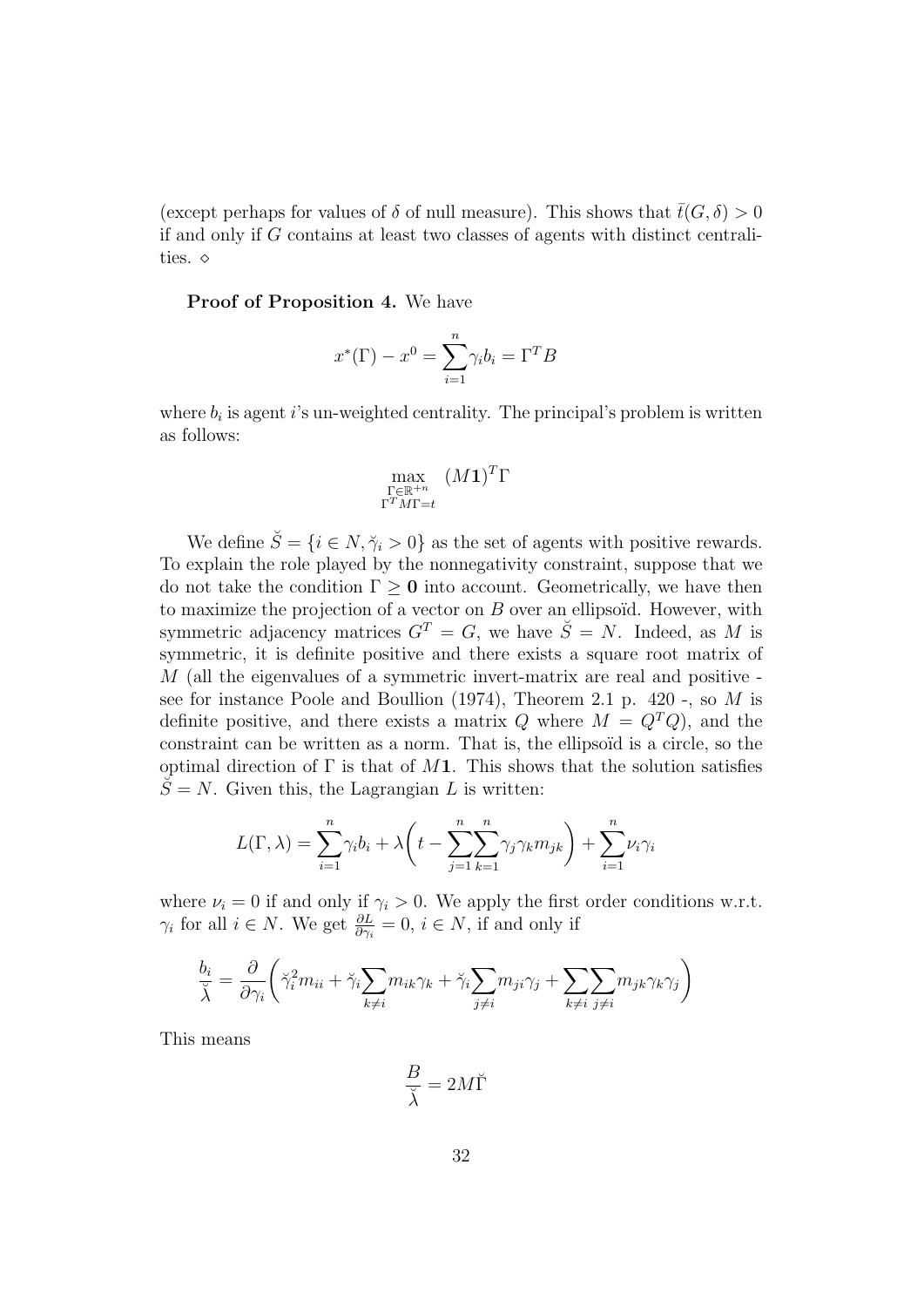(except perhaps for values of $\delta$ of null measure). This shows that $\bar{t}(G, \delta) > 0$ if and only if $G$ contains at least two classes of agents with distinct centralities. $\diamond$

**Proof of Proposition 4.** We have

$$x^*(\Gamma) - x^0 = \sum_{i=1}^{n} \gamma_i b_i = \Gamma^T B$$

where $b_i$ is agent $i$'s un-weighted centrality. The principal's problem is written as follows:

$$\max_{\substack{\Gamma \in \mathbb{R}^{+n} \\ \Gamma^T M \Gamma = t}} \ (M\mathbf{1})^T \Gamma$$

We define $\breve{S} = \{i \in N, \breve{\gamma}_i > 0\}$ as the set of agents with positive rewards. To explain the role played by the nonnegativity constraint, suppose that we do not take the condition $\Gamma \geq \mathbf{0}$ into account. Geometrically, we have then to maximize the projection of a vector on $B$ over an ellipsoïd. However, with symmetric adjacency matrices $G^T = G$, we have $\breve{S} = N$. Indeed, as $M$ is symmetric, it is definite positive and there exists a square root matrix of $M$ (all the eigenvalues of a symmetric invert-matrix are real and positive - see for instance Poole and Boullion (1974), Theorem 2.1 p. 420 -, so $M$ is definite positive, and there exists a matrix $Q$ where $M = Q^T Q$), and the constraint can be written as a norm. That is, the ellipsoïd is a circle, so the optimal direction of $\Gamma$ is that of $M\mathbf{1}$. This shows that the solution satisfies $\breve{S} = N$. Given this, the Lagrangian $L$ is written:

$$L(\Gamma, \lambda) = \sum_{i=1}^{n} \gamma_i b_i + \lambda \left( t - \sum_{j=1}^{n} \sum_{k=1}^{n} \gamma_j \gamma_k m_{jk} \right) + \sum_{i=1}^{n} \nu_i \gamma_i$$

where $\nu_i = 0$ if and only if $\gamma_i > 0$. We apply the first order conditions w.r.t. $\gamma_i$ for all $i \in N$. We get $\frac{\partial L}{\partial \gamma_i} = 0$, $i \in N$, if and only if

$$\frac{b_i}{\breve{\lambda}} = \frac{\partial}{\partial \gamma_i} \left( \breve{\gamma}_i^2 m_{ii} + \breve{\gamma}_i \sum_{k \neq i} m_{ik} \gamma_k + \breve{\gamma}_i \sum_{j \neq i} m_{ji} \gamma_j + \sum_{k \neq i} \sum_{j \neq i} m_{jk} \gamma_k \gamma_j \right)$$

This means

$$\frac{B}{\breve{\lambda}} = 2M\breve{\Gamma}$$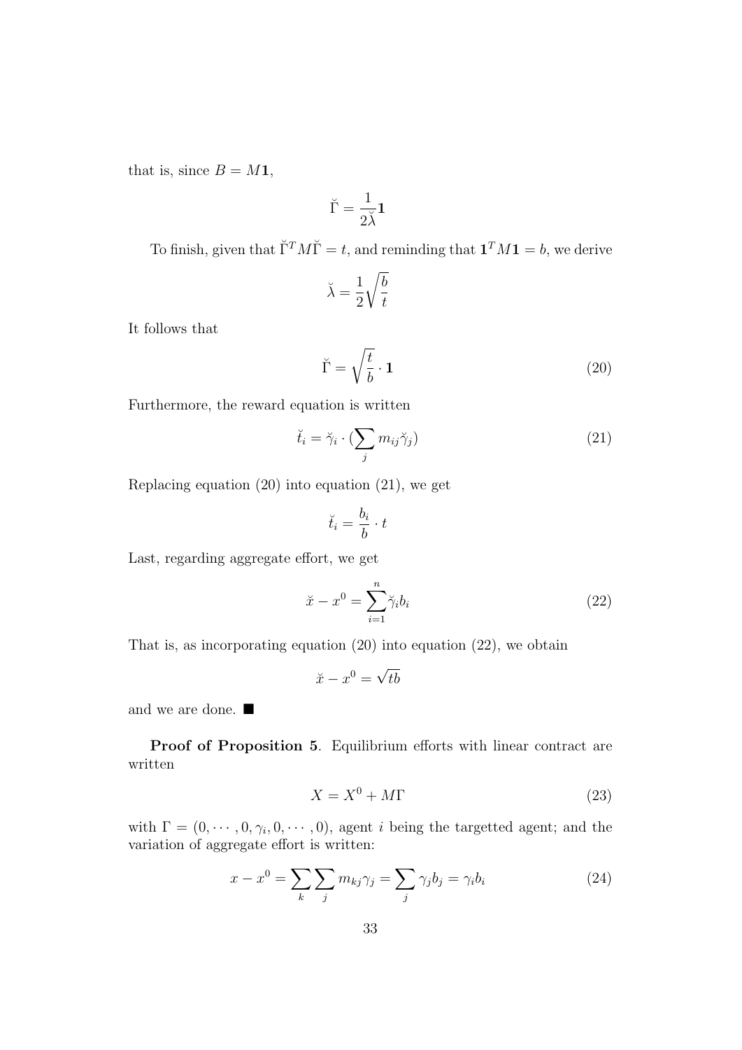that is, since $B = M\mathbf{1}$,

$$\breve{\Gamma} = \frac{1}{2\breve{\lambda}}\mathbf{1}$$

To finish, given that $\breve{\Gamma}^T M \breve{\Gamma} = t$, and reminding that $\mathbf{1}^T M \mathbf{1} = b$, we derive

$$\breve{\lambda} = \frac{1}{2}\sqrt{\frac{b}{t}}$$

It follows that

$$\breve{\Gamma} = \sqrt{\frac{t}{b}} \cdot \mathbf{1} \tag{20}$$

Furthermore, the reward equation is written

$$\breve{t}_i = \breve{\gamma}_i \cdot (\sum_j m_{ij}\breve{\gamma}_j) \tag{21}$$

Replacing equation (20) into equation (21), we get

$$\breve{t}_i = \frac{b_i}{b} \cdot t$$

Last, regarding aggregate effort, we get

$$\breve{x} - x^0 = \sum_{i=1}^{n} \breve{\gamma}_i b_i \tag{22}$$

That is, as incorporating equation (20) into equation (22), we obtain

$$\breve{x} - x^0 = \sqrt{tb}$$

and we are done. ■

**Proof of Proposition 5**. Equilibrium efforts with linear contract are written

$$X = X^0 + M\Gamma \tag{23}$$

with $\Gamma = (0, \cdots, 0, \gamma_i, 0, \cdots, 0)$, agent $i$ being the targetted agent; and the variation of aggregate effort is written:

$$x - x^0 = \sum_k \sum_j m_{kj}\gamma_j = \sum_j \gamma_j b_j = \gamma_i b_i \tag{24}$$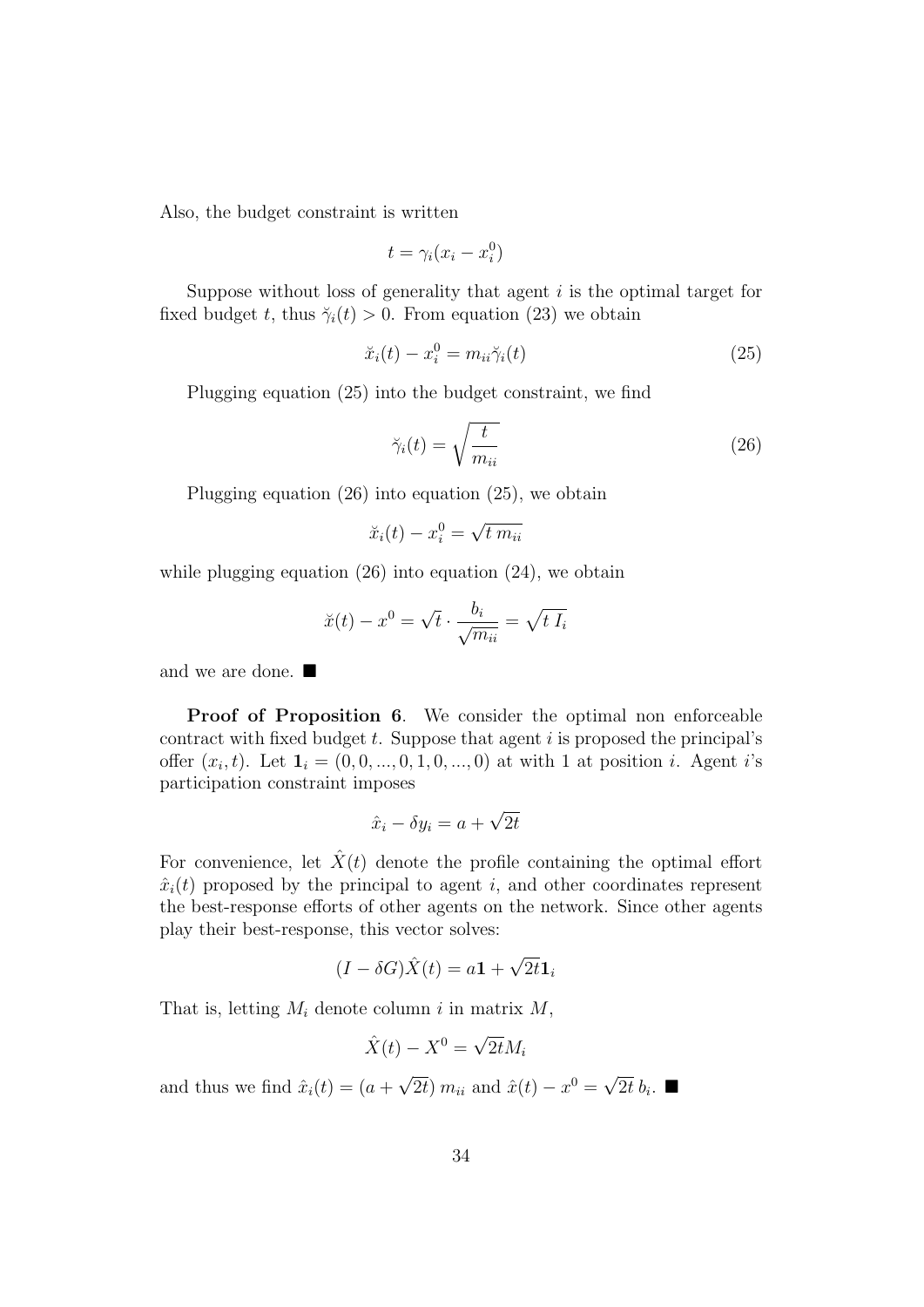Also, the budget constraint is written

$$t = \gamma_i(x_i - x_i^0)$$

Suppose without loss of generality that agent $i$ is the optimal target for fixed budget $t$, thus $\breve{\gamma}_i(t) > 0$. From equation (23) we obtain

$$\breve{x}_i(t) - x_i^0 = m_{ii}\breve{\gamma}_i(t) \tag{25}$$

Plugging equation (25) into the budget constraint, we find

$$\breve{\gamma}_i(t) = \sqrt{\frac{t}{m_{ii}}} \tag{26}$$

Plugging equation (26) into equation (25), we obtain

$$\breve{x}_i(t) - x_i^0 = \sqrt{t\, m_{ii}}$$

while plugging equation (26) into equation (24), we obtain

$$\breve{x}(t) - x^0 = \sqrt{t} \cdot \frac{b_i}{\sqrt{m_{ii}}} = \sqrt{t\, I_i}$$

and we are done. ■

**Proof of Proposition 6**. We consider the optimal non enforceable contract with fixed budget $t$. Suppose that agent $i$ is proposed the principal's offer $(x_i, t)$. Let $\mathbf{1}_i = (0, 0, ..., 0, 1, 0, ..., 0)$ at with 1 at position $i$. Agent $i$'s participation constraint imposes

$$\hat{x}_i - \delta y_i = a + \sqrt{2t}$$

For convenience, let $\hat{X}(t)$ denote the profile containing the optimal effort $\hat{x}_i(t)$ proposed by the principal to agent $i$, and other coordinates represent the best-response efforts of other agents on the network. Since other agents play their best-response, this vector solves:

$$(I - \delta G)\hat{X}(t) = a\mathbf{1} + \sqrt{2t}\mathbf{1}_i$$

That is, letting $M_i$ denote column $i$ in matrix $M$,

$$\hat{X}(t) - X^0 = \sqrt{2t} M_i$$

and thus we find $\hat{x}_i(t) = (a + \sqrt{2t})\, m_{ii}$ and $\hat{x}(t) - x^0 = \sqrt{2t}\, b_i$. ■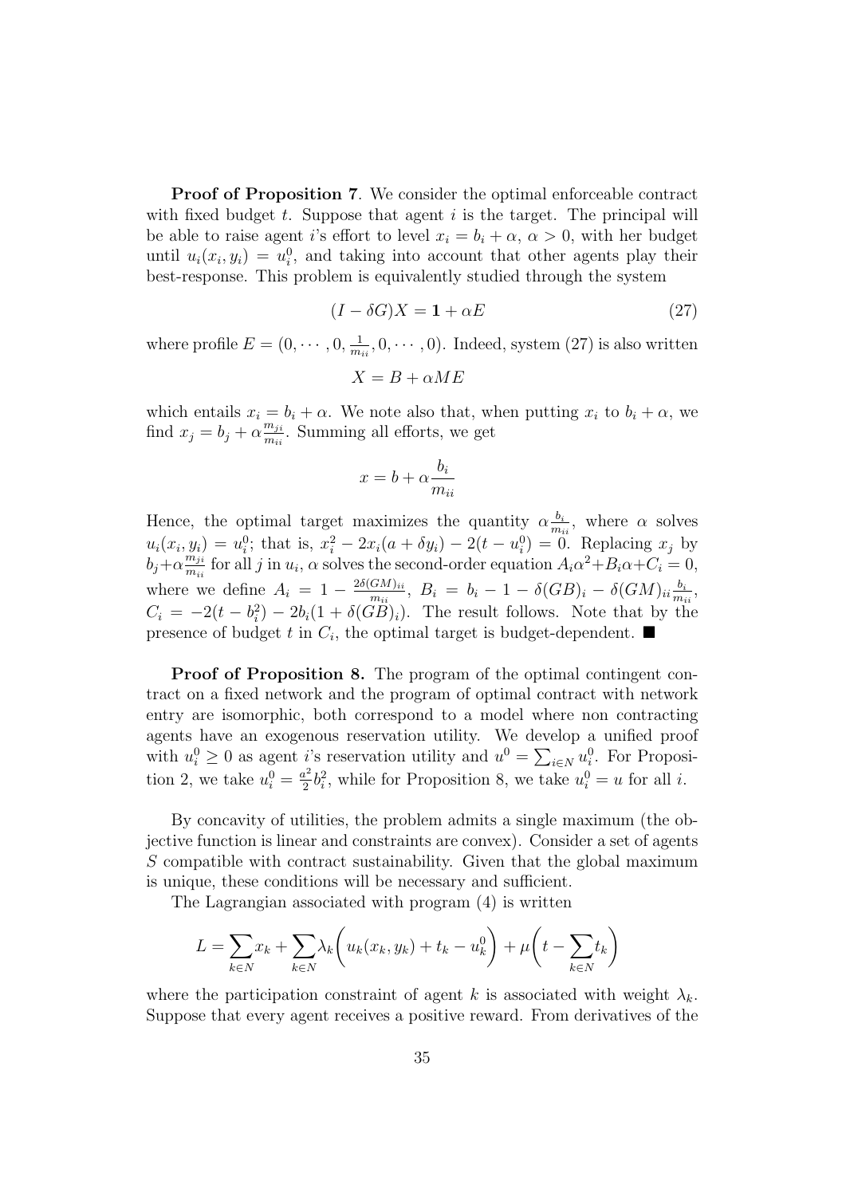**Proof of Proposition 7**. We consider the optimal enforceable contract with fixed budget $t$. Suppose that agent $i$ is the target. The principal will be able to raise agent $i$'s effort to level $x_i = b_i + \alpha$, $\alpha > 0$, with her budget until $u_i(x_i, y_i) = u_i^0$, and taking into account that other agents play their best-response. This problem is equivalently studied through the system

$$(I - \delta G)X = \mathbf{1} + \alpha E \tag{27}$$

where profile $E = (0, \cdots, 0, \frac{1}{m_{ii}}, 0, \cdots, 0)$. Indeed, system (27) is also written

$$X = B + \alpha M E$$

which entails $x_i = b_i + \alpha$. We note also that, when putting $x_i$ to $b_i + \alpha$, we find $x_j = b_j + \alpha \frac{m_{ji}}{m_{ii}}$. Summing all efforts, we get

$$x = b + \alpha \frac{b_i}{m_{ii}}$$

Hence, the optimal target maximizes the quantity $\alpha \frac{b_i}{m_{ii}}$, where $\alpha$ solves $u_i(x_i, y_i) = u_i^0$; that is, $x_i^2 - 2x_i(a + \delta y_i) - 2(t - u_i^0) = 0$. Replacing $x_j$ by $b_j + \alpha \frac{m_{ji}}{m_{ii}}$ for all $j$ in $u_i$, $\alpha$ solves the second-order equation $A_i\alpha^2 + B_i\alpha + C_i = 0$, where we define $A_i = 1 - \frac{2\delta(GM)_{ii}}{m_{ii}}$, $B_i = b_i - 1 - \delta(GB)_i - \delta(GM)_{ii}\frac{b_i}{m_{ii}}$, $C_i = -2(t - b_i^2) - 2b_i(1 + \delta(GB)_i)$. The result follows. Note that by the presence of budget $t$ in $C_i$, the optimal target is budget-dependent. ■

**Proof of Proposition 8.** The program of the optimal contingent contract on a fixed network and the program of optimal contract with network entry are isomorphic, both correspond to a model where non contracting agents have an exogenous reservation utility. We develop a unified proof with $u_i^0 \geq 0$ as agent $i$'s reservation utility and $u^0 = \sum_{i \in N} u_i^0$. For Proposition 2, we take $u_i^0 = \frac{a^2}{2}b_i^2$, while for Proposition 8, we take $u_i^0 = u$ for all $i$.

By concavity of utilities, the problem admits a single maximum (the objective function is linear and constraints are convex). Consider a set of agents $S$ compatible with contract sustainability. Given that the global maximum is unique, these conditions will be necessary and sufficient.

The Lagrangian associated with program (4) is written

$$L = \sum_{k \in N} x_k + \sum_{k \in N} \lambda_k \left( u_k(x_k, y_k) + t_k - u_k^0 \right) + \mu \left( t - \sum_{k \in N} t_k \right)$$

where the participation constraint of agent $k$ is associated with weight $\lambda_k$. Suppose that every agent receives a positive reward. From derivatives of the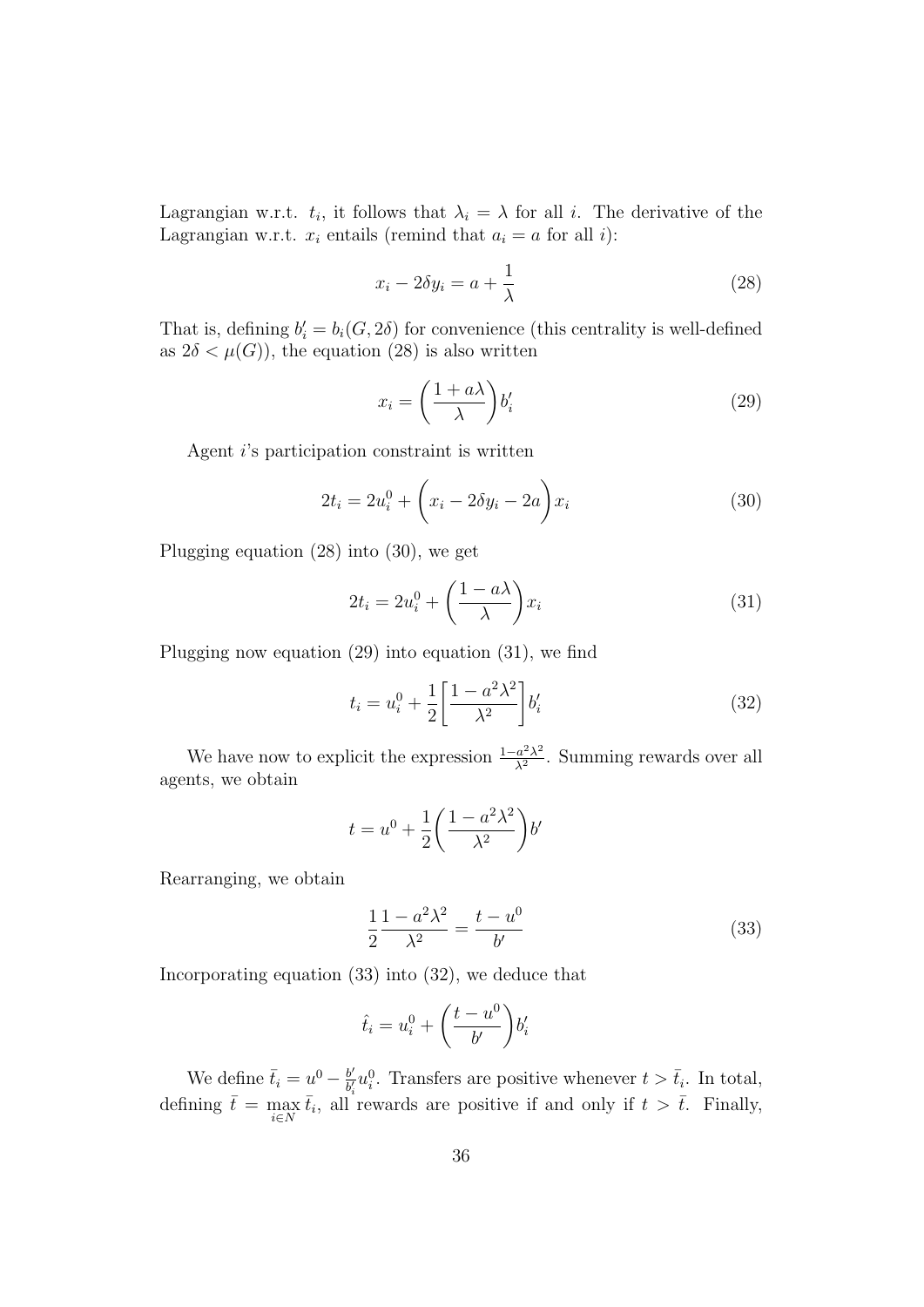Lagrangian w.r.t. $t_i$, it follows that $\lambda_i = \lambda$ for all $i$. The derivative of the Lagrangian w.r.t. $x_i$ entails (remind that $a_i = a$ for all $i$):

$$x_i - 2\delta y_i = a + \frac{1}{\lambda} \tag{28}$$

That is, defining $b'_i = b_i(G, 2\delta)$ for convenience (this centrality is well-defined as $2\delta < \mu(G)$), the equation (28) is also written

$$x_i = \left(\frac{1 + a\lambda}{\lambda}\right) b'_i \tag{29}$$

Agent $i$'s participation constraint is written

$$2t_i = 2u_i^0 + \left(x_i - 2\delta y_i - 2a\right) x_i \tag{30}$$

Plugging equation (28) into (30), we get

$$2t_i = 2u_i^0 + \left(\frac{1 - a\lambda}{\lambda}\right) x_i \tag{31}$$

Plugging now equation (29) into equation (31), we find

$$t_i = u_i^0 + \frac{1}{2}\left[\frac{1 - a^2\lambda^2}{\lambda^2}\right] b'_i \tag{32}$$

We have now to explicit the expression $\frac{1-a^2\lambda^2}{\lambda^2}$. Summing rewards over all agents, we obtain

$$t = u^0 + \frac{1}{2}\left(\frac{1 - a^2\lambda^2}{\lambda^2}\right) b'$$

Rearranging, we obtain

$$\frac{1}{2}\frac{1 - a^2\lambda^2}{\lambda^2} = \frac{t - u^0}{b'} \tag{33}$$

Incorporating equation (33) into (32), we deduce that

$$\hat{t}_i = u_i^0 + \left(\frac{t - u^0}{b'}\right) b'_i$$

We define $\bar{t}_i = u^0 - \frac{b'}{b'_i} u_i^0$. Transfers are positive whenever $t > \bar{t}_i$. In total, defining $\bar{t} = \max_{i \in N} \bar{t}_i$, all rewards are positive if and only if $t > \bar{t}$. Finally,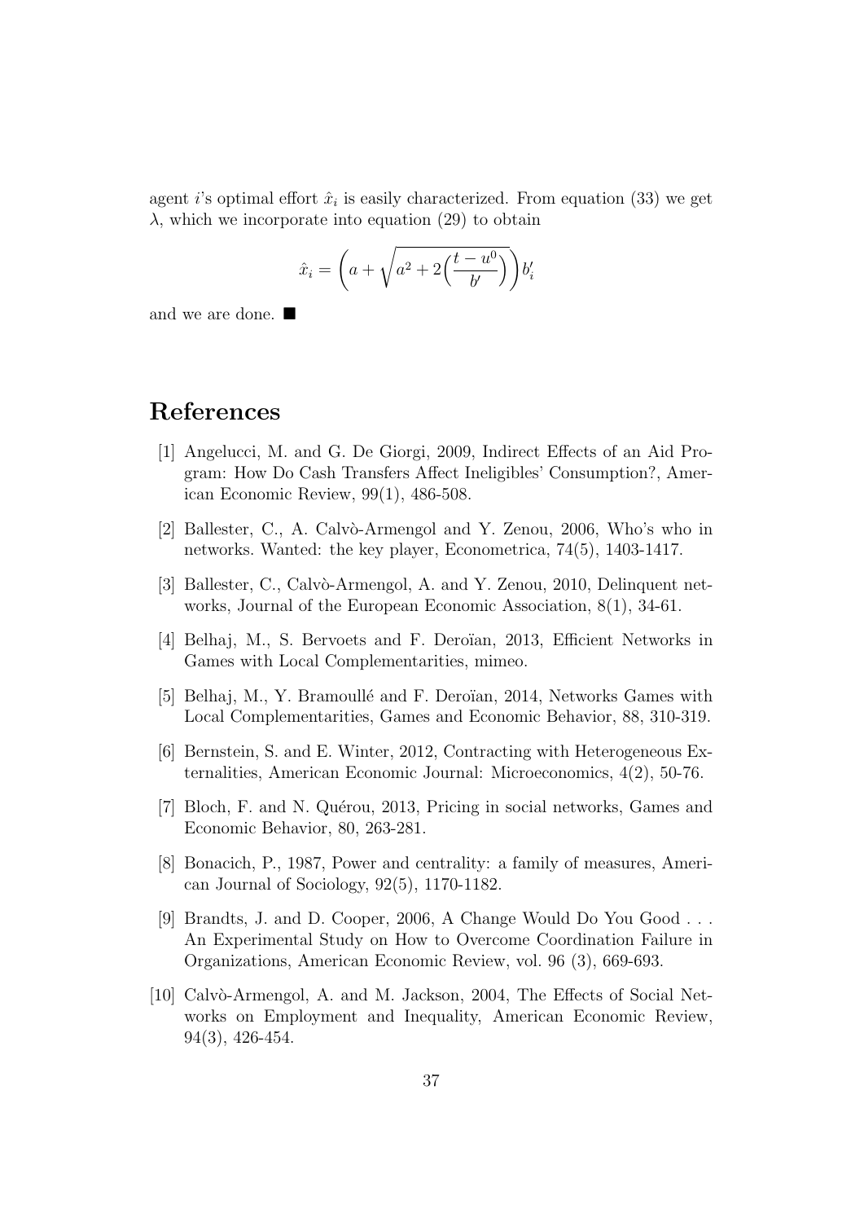agent $i$'s optimal effort $\hat{x}_i$ is easily characterized. From equation (33) we get $\lambda$, which we incorporate into equation (29) to obtain

$$\hat{x}_i = \left(a + \sqrt{a^2 + 2\left(\frac{t - u^0}{b'}\right)}\right) b'_i$$

and we are done. ■

# References

[1] Angelucci, M. and G. De Giorgi, 2009, Indirect Effects of an Aid Program: How Do Cash Transfers Affect Ineligibles' Consumption?, American Economic Review, 99(1), 486-508.

[2] Ballester, C., A. Calvò-Armengol and Y. Zenou, 2006, Who's who in networks. Wanted: the key player, Econometrica, 74(5), 1403-1417.

[3] Ballester, C., Calvò-Armengol, A. and Y. Zenou, 2010, Delinquent networks, Journal of the European Economic Association, 8(1), 34-61.

[4] Belhaj, M., S. Bervoets and F. Deroïan, 2013, Efficient Networks in Games with Local Complementarities, mimeo.

[5] Belhaj, M., Y. Bramoullé and F. Deroïan, 2014, Networks Games with Local Complementarities, Games and Economic Behavior, 88, 310-319.

[6] Bernstein, S. and E. Winter, 2012, Contracting with Heterogeneous Externalities, American Economic Journal: Microeconomics, 4(2), 50-76.

[7] Bloch, F. and N. Quérou, 2013, Pricing in social networks, Games and Economic Behavior, 80, 263-281.

[8] Bonacich, P., 1987, Power and centrality: a family of measures, American Journal of Sociology, 92(5), 1170-1182.

[9] Brandts, J. and D. Cooper, 2006, A Change Would Do You Good . . . An Experimental Study on How to Overcome Coordination Failure in Organizations, American Economic Review, vol. 96 (3), 669-693.

[10] Calvò-Armengol, A. and M. Jackson, 2004, The Effects of Social Networks on Employment and Inequality, American Economic Review, 94(3), 426-454.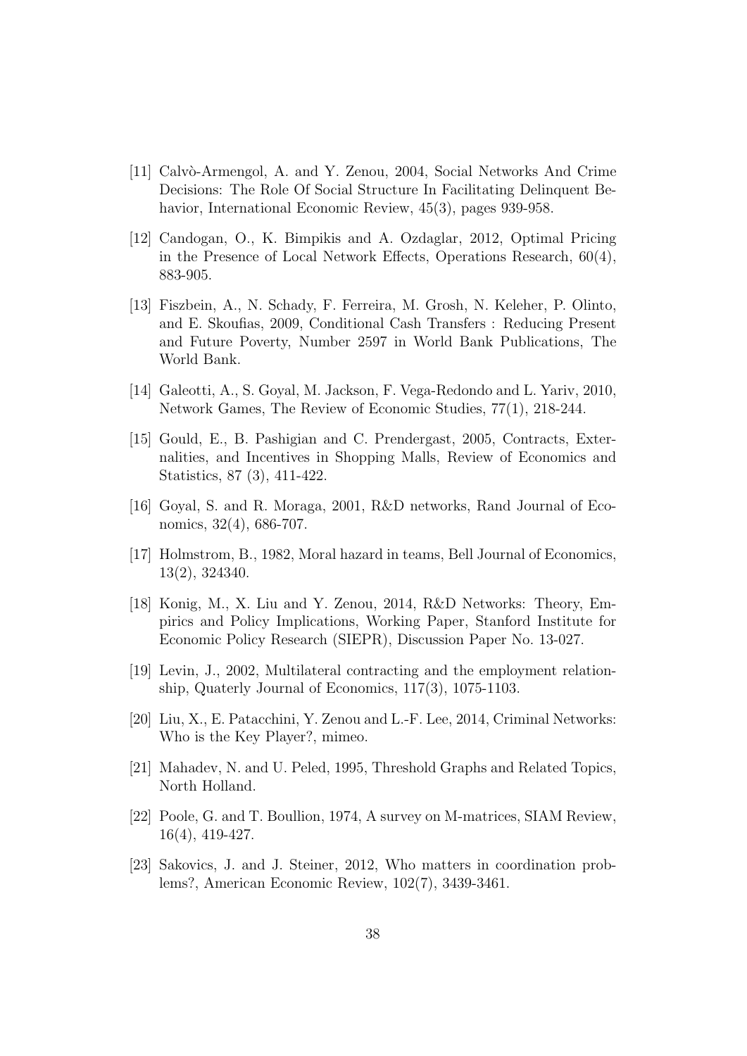[11] Calvò-Armengol, A. and Y. Zenou, 2004, Social Networks And Crime Decisions: The Role Of Social Structure In Facilitating Delinquent Behavior, International Economic Review, 45(3), pages 939-958.

[12] Candogan, O., K. Bimpikis and A. Ozdaglar, 2012, Optimal Pricing in the Presence of Local Network Effects, Operations Research, 60(4), 883-905.

[13] Fiszbein, A., N. Schady, F. Ferreira, M. Grosh, N. Keleher, P. Olinto, and E. Skoufias, 2009, Conditional Cash Transfers : Reducing Present and Future Poverty, Number 2597 in World Bank Publications, The World Bank.

[14] Galeotti, A., S. Goyal, M. Jackson, F. Vega-Redondo and L. Yariv, 2010, Network Games, The Review of Economic Studies, 77(1), 218-244.

[15] Gould, E., B. Pashigian and C. Prendergast, 2005, Contracts, Externalities, and Incentives in Shopping Malls, Review of Economics and Statistics, 87 (3), 411-422.

[16] Goyal, S. and R. Moraga, 2001, R&D networks, Rand Journal of Economics, 32(4), 686-707.

[17] Holmstrom, B., 1982, Moral hazard in teams, Bell Journal of Economics, 13(2), 324340.

[18] Konig, M., X. Liu and Y. Zenou, 2014, R&D Networks: Theory, Empirics and Policy Implications, Working Paper, Stanford Institute for Economic Policy Research (SIEPR), Discussion Paper No. 13-027.

[19] Levin, J., 2002, Multilateral contracting and the employment relationship, Quaterly Journal of Economics, 117(3), 1075-1103.

[20] Liu, X., E. Patacchini, Y. Zenou and L.-F. Lee, 2014, Criminal Networks: Who is the Key Player?, mimeo.

[21] Mahadev, N. and U. Peled, 1995, Threshold Graphs and Related Topics, North Holland.

[22] Poole, G. and T. Boullion, 1974, A survey on M-matrices, SIAM Review, 16(4), 419-427.

[23] Sakovics, J. and J. Steiner, 2012, Who matters in coordination problems?, American Economic Review, 102(7), 3439-3461.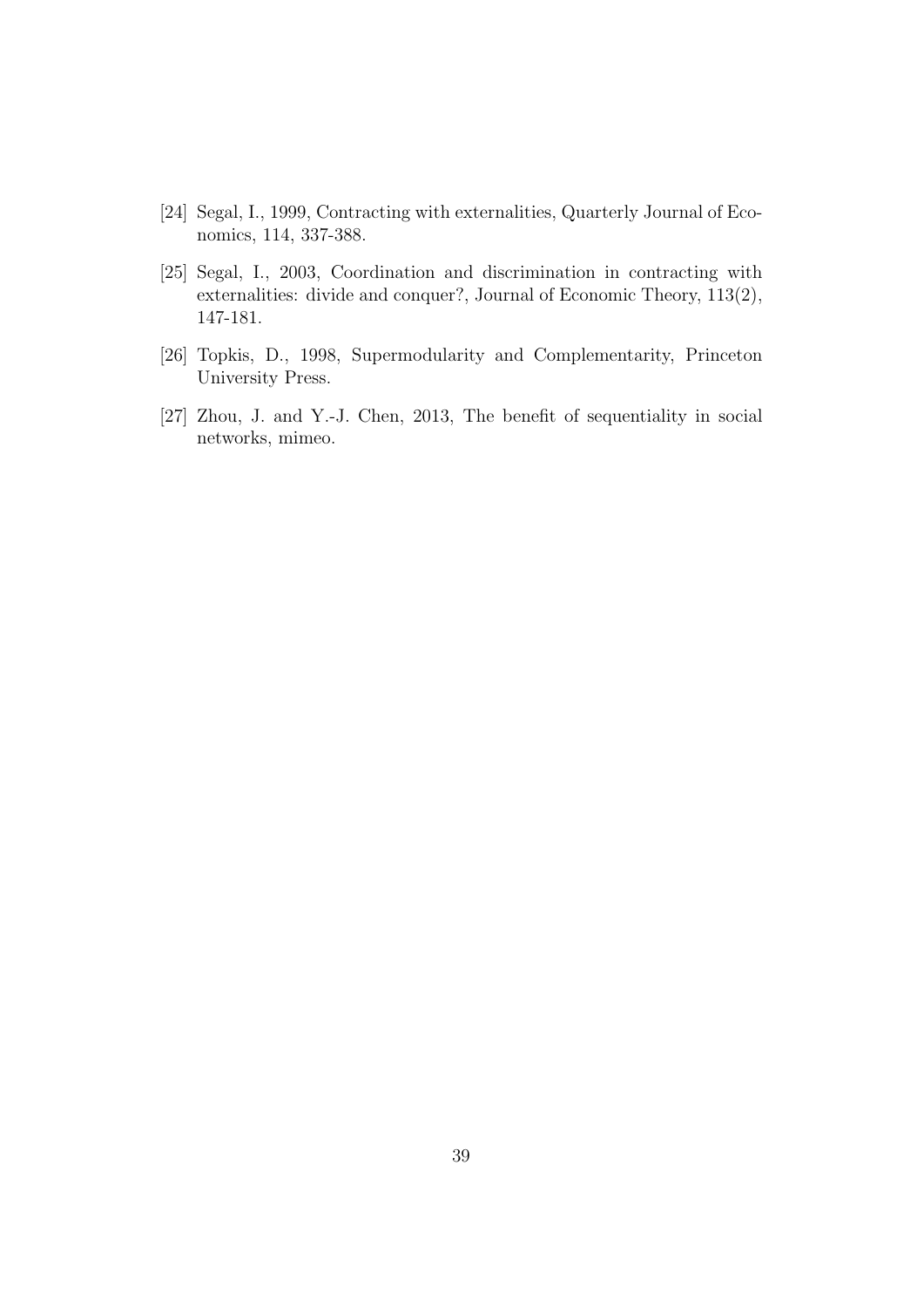[24] Segal, I., 1999, Contracting with externalities, Quarterly Journal of Economics, 114, 337-388.

[25] Segal, I., 2003, Coordination and discrimination in contracting with externalities: divide and conquer?, Journal of Economic Theory, 113(2), 147-181.

[26] Topkis, D., 1998, Supermodularity and Complementarity, Princeton University Press.

[27] Zhou, J. and Y.-J. Chen, 2013, The benefit of sequentiality in social networks, mimeo.